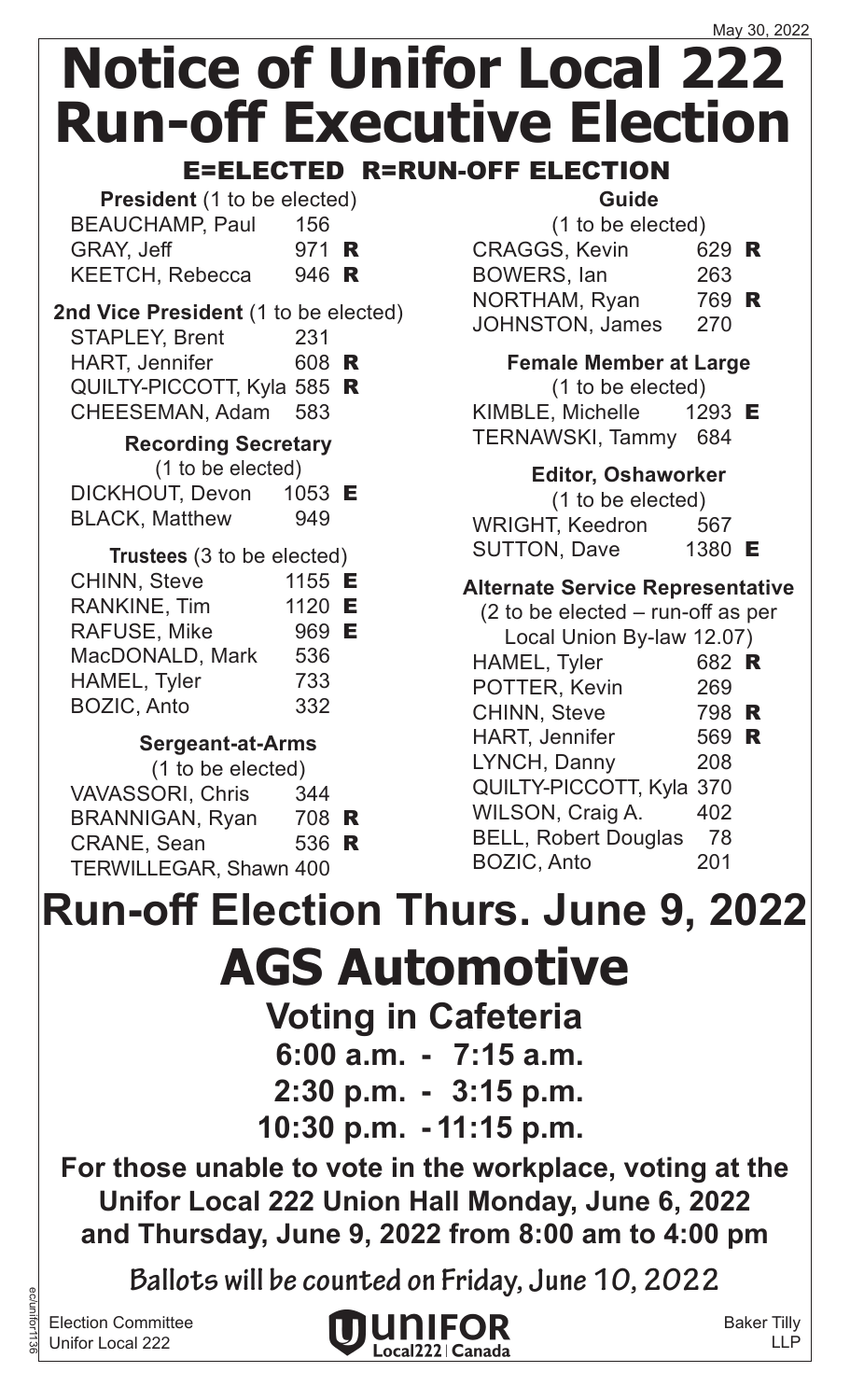May 30, 2022

# Notice of Unifor Local 222 Run-off Executive Election

## E=ELECTED R=RUN-OFF ELECTION

**President** (1 to be elected)

| Candidate | Votes | |
|---|---|---|
| BEAUCHAMP, Paul | 156 | |
| GRAY, Jeff | 971 | R |
| KEETCH, Rebecca | 946 | R |

**2nd Vice President** (1 to be elected)

| Candidate | Votes | |
|---|---|---|
| STAPLEY, Brent | 231 | |
| HART, Jennifer | 608 | R |
| QUILTY-PICCOTT, Kyla | 585 | R |
| CHEESEMAN, Adam | 583 | |

**Recording Secretary**
(1 to be elected)

| Candidate | Votes | |
|---|---|---|
| DICKHOUT, Devon | 1053 | E |
| BLACK, Matthew | 949 | |

**Trustees** (3 to be elected)

| Candidate | Votes | |
|---|---|---|
| CHINN, Steve | 1155 | E |
| RANKINE, Tim | 1120 | E |
| RAFUSE, Mike | 969 | E |
| MacDONALD, Mark | 536 | |
| HAMEL, Tyler | 733 | |
| BOZIC, Anto | 332 | |

**Sergeant-at-Arms**
(1 to be elected)

| Candidate | Votes | |
|---|---|---|
| VAVASSORI, Chris | 344 | |
| BRANNIGAN, Ryan | 708 | R |
| CRANE, Sean | 536 | R |
| TERWILLEGAR, Shawn | 400 | |

**Guide**
(1 to be elected)

| Candidate | Votes | |
|---|---|---|
| CRAGGS, Kevin | 629 | R |
| BOWERS, Ian | 263 | |
| NORTHAM, Ryan | 769 | R |
| JOHNSTON, James | 270 | |

**Female Member at Large**
(1 to be elected)

| Candidate | Votes | |
|---|---|---|
| KIMBLE, Michelle | 1293 | E |
| TERNAWSKI, Tammy | 684 | |

**Editor, Oshaworker**
(1 to be elected)

| Candidate | Votes | |
|---|---|---|
| WRIGHT, Keedron | 567 | |
| SUTTON, Dave | 1380 | E |

**Alternate Service Representative**
(2 to be elected – run-off as per Local Union By-law 12.07)

| Candidate | Votes | |
|---|---|---|
| HAMEL, Tyler | 682 | R |
| POTTER, Kevin | 269 | |
| CHINN, Steve | 798 | R |
| HART, Jennifer | 569 | R |
| LYNCH, Danny | 208 | |
| QUILTY-PICCOTT, Kyla | 370 | |
| WILSON, Craig A. | 402 | |
| BELL, Robert Douglas | 78 | |
| BOZIC, Anto | 201 | |

# Run-off Election Thurs. June 9, 2022

# AGS Automotive

## Voting in Cafeteria

**6:00 a.m. - 7:15 a.m.**

**2:30 p.m. - 3:15 p.m.**

**10:30 p.m. - 11:15 p.m.**

**For those unable to vote in the workplace, voting at the Unifor Local 222 Union Hall Monday, June 6, 2022 and Thursday, June 9, 2022 from 8:00 am to 4:00 pm**

**Ballots will be counted on Friday, June 10, 2022**

Election Committee
Unifor Local 222

UNIFOR Local222 | Canada

Baker Tilly LLP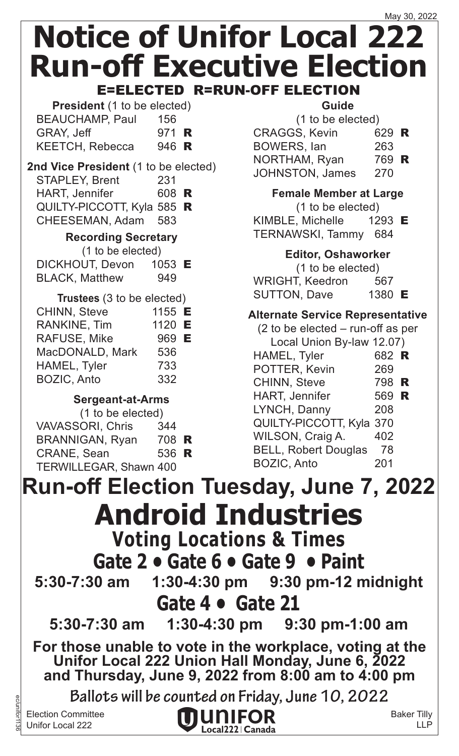May 30, 2022

# Notice of Unifor Local 222 Run-off Executive Election

## E=ELECTED R=RUN-OFF ELECTION

**President** (1 to be elected)

| Candidate | Votes | |
|---|---|---|
| BEAUCHAMP, Paul | 156 | |
| GRAY, Jeff | 971 | R |
| KEETCH, Rebecca | 946 | R |

**2nd Vice President** (1 to be elected)

| Candidate | Votes | |
|---|---|---|
| STAPLEY, Brent | 231 | |
| HART, Jennifer | 608 | R |
| QUILTY-PICCOTT, Kyla | 585 | R |
| CHEESEMAN, Adam | 583 | |

**Recording Secretary**
(1 to be elected)

| Candidate | Votes | |
|---|---|---|
| DICKHOUT, Devon | 1053 | E |
| BLACK, Matthew | 949 | |

**Trustees** (3 to be elected)

| Candidate | Votes | |
|---|---|---|
| CHINN, Steve | 1155 | E |
| RANKINE, Tim | 1120 | E |
| RAFUSE, Mike | 969 | E |
| MacDONALD, Mark | 536 | |
| HAMEL, Tyler | 733 | |
| BOZIC, Anto | 332 | |

**Sergeant-at-Arms**
(1 to be elected)

| Candidate | Votes | |
|---|---|---|
| VAVASSORI, Chris | 344 | |
| BRANNIGAN, Ryan | 708 | R |
| CRANE, Sean | 536 | R |
| TERWILLEGAR, Shawn | 400 | |

**Guide**
(1 to be elected)

| Candidate | Votes | |
|---|---|---|
| CRAGGS, Kevin | 629 | R |
| BOWERS, Ian | 263 | |
| NORTHAM, Ryan | 769 | R |
| JOHNSTON, James | 270 | |

**Female Member at Large**
(1 to be elected)

| Candidate | Votes | |
|---|---|---|
| KIMBLE, Michelle | 1293 | E |
| TERNAWSKI, Tammy | 684 | |

**Editor, Oshaworker**
(1 to be elected)

| Candidate | Votes | |
|---|---|---|
| WRIGHT, Keedron | 567 | |
| SUTTON, Dave | 1380 | E |

**Alternate Service Representative**
(2 to be elected – run-off as per Local Union By-law 12.07)

| Candidate | Votes | |
|---|---|---|
| HAMEL, Tyler | 682 | R |
| POTTER, Kevin | 269 | |
| CHINN, Steve | 798 | R |
| HART, Jennifer | 569 | R |
| LYNCH, Danny | 208 | |
| QUILTY-PICCOTT, Kyla | 370 | |
| WILSON, Craig A. | 402 | |
| BELL, Robert Douglas | 78 | |
| BOZIC, Anto | 201 | |

# Run-off Election Tuesday, June 7, 2022

# Android Industries

## Voting Locations & Times

### Gate 2 • Gate 6 • Gate 9 • Paint

**5:30-7:30 am 1:30-4:30 pm 9:30 pm-12 midnight**

### Gate 4 • Gate 21

**5:30-7:30 am 1:30-4:30 pm 9:30 pm-1:00 am**

**For those unable to vote in the workplace, voting at the Unifor Local 222 Union Hall Monday, June 6, 2022 and Thursday, June 9, 2022 from 8:00 am to 4:00 pm**

**Ballots will be counted on Friday, June 10, 2022**

Election Committee
Unifor Local 222

UNIFOR Local222 | Canada

Baker Tilly LLP

ec/unifor1136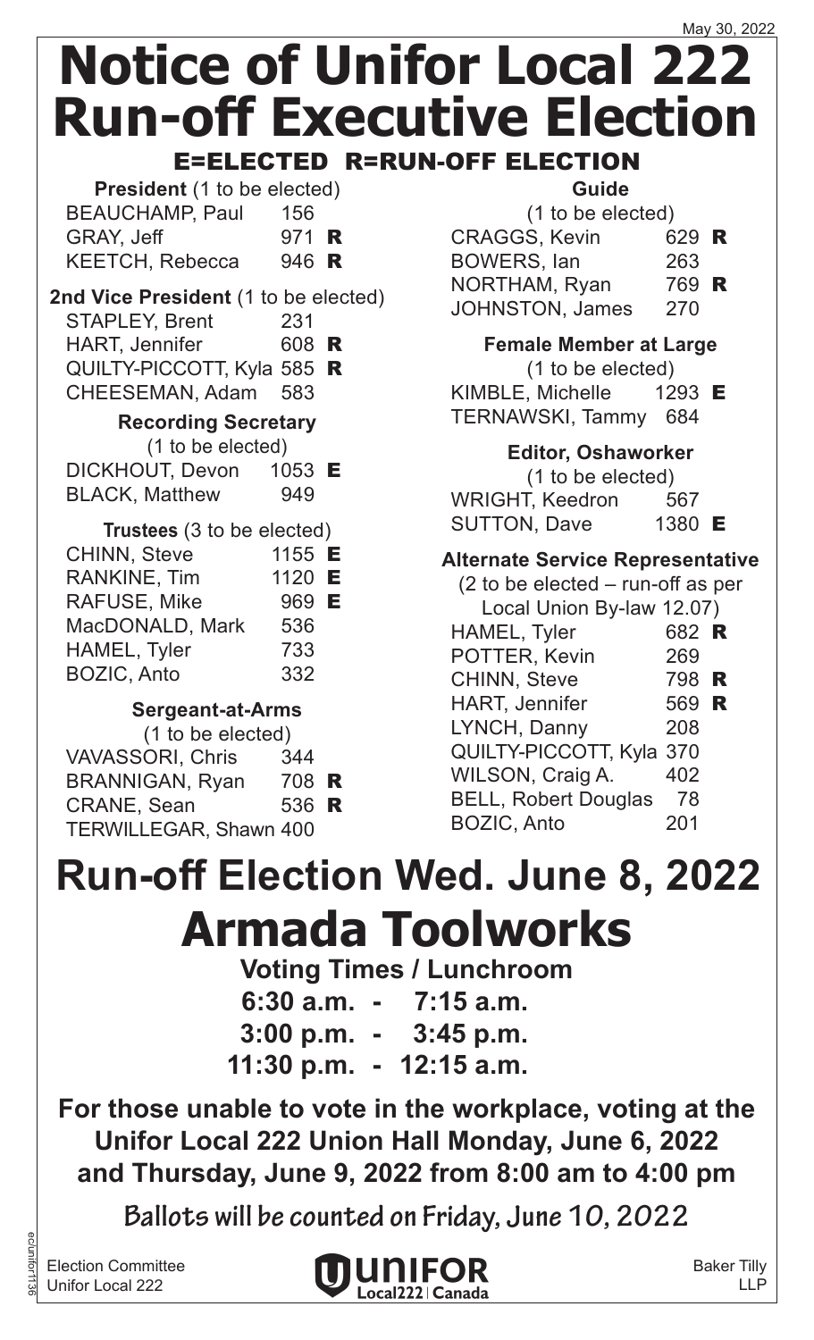May 30, 2022

# Notice of Unifor Local 222 Run-off Executive Election

## E=ELECTED R=RUN-OFF ELECTION

**President** (1 to be elected)

| | | |
|---|---|---|
| BEAUCHAMP, Paul | 156 | |
| GRAY, Jeff | 971 | R |
| KEETCH, Rebecca | 946 | R |

**2nd Vice President** (1 to be elected)

| | | |
|---|---|---|
| STAPLEY, Brent | 231 | |
| HART, Jennifer | 608 | R |
| QUILTY-PICCOTT, Kyla | 585 | R |
| CHEESEMAN, Adam | 583 | |

**Recording Secretary**
(1 to be elected)

| | | |
|---|---|---|
| DICKHOUT, Devon | 1053 | E |
| BLACK, Matthew | 949 | |

**Trustees** (3 to be elected)

| | | |
|---|---|---|
| CHINN, Steve | 1155 | E |
| RANKINE, Tim | 1120 | E |
| RAFUSE, Mike | 969 | E |
| MacDONALD, Mark | 536 | |
| HAMEL, Tyler | 733 | |
| BOZIC, Anto | 332 | |

**Sergeant-at-Arms**
(1 to be elected)

| | | |
|---|---|---|
| VAVASSORI, Chris | 344 | |
| BRANNIGAN, Ryan | 708 | R |
| CRANE, Sean | 536 | R |
| TERWILLEGAR, Shawn | 400 | |

**Guide**
(1 to be elected)

| | | |
|---|---|---|
| CRAGGS, Kevin | 629 | R |
| BOWERS, Ian | 263 | |
| NORTHAM, Ryan | 769 | R |
| JOHNSTON, James | 270 | |

**Female Member at Large**
(1 to be elected)

| | | |
|---|---|---|
| KIMBLE, Michelle | 1293 | E |
| TERNAWSKI, Tammy | 684 | |

**Editor, Oshaworker**
(1 to be elected)

| | | |
|---|---|---|
| WRIGHT, Keedron | 567 | |
| SUTTON, Dave | 1380 | E |

**Alternate Service Representative**
(2 to be elected – run-off as per Local Union By-law 12.07)

| | | |
|---|---|---|
| HAMEL, Tyler | 682 | R |
| POTTER, Kevin | 269 | |
| CHINN, Steve | 798 | R |
| HART, Jennifer | 569 | R |
| LYNCH, Danny | 208 | |
| QUILTY-PICCOTT, Kyla | 370 | |
| WILSON, Craig A. | 402 | |
| BELL, Robert Douglas | 78 | |
| BOZIC, Anto | 201 | |

# Run-off Election Wed. June 8, 2022

# Armada Toolworks

**Voting Times / Lunchroom**

**6:30 a.m. - 7:15 a.m.**
**3:00 p.m. - 3:45 p.m.**
**11:30 p.m. - 12:15 a.m.**

**For those unable to vote in the workplace, voting at the Unifor Local 222 Union Hall Monday, June 6, 2022 and Thursday, June 9, 2022 from 8:00 am to 4:00 pm**

**Ballots will be counted on Friday, June 10, 2022**

Election Committee
Unifor Local 222

UNIFOR Local222 | Canada

Baker Tilly LLP

ec/unifor1136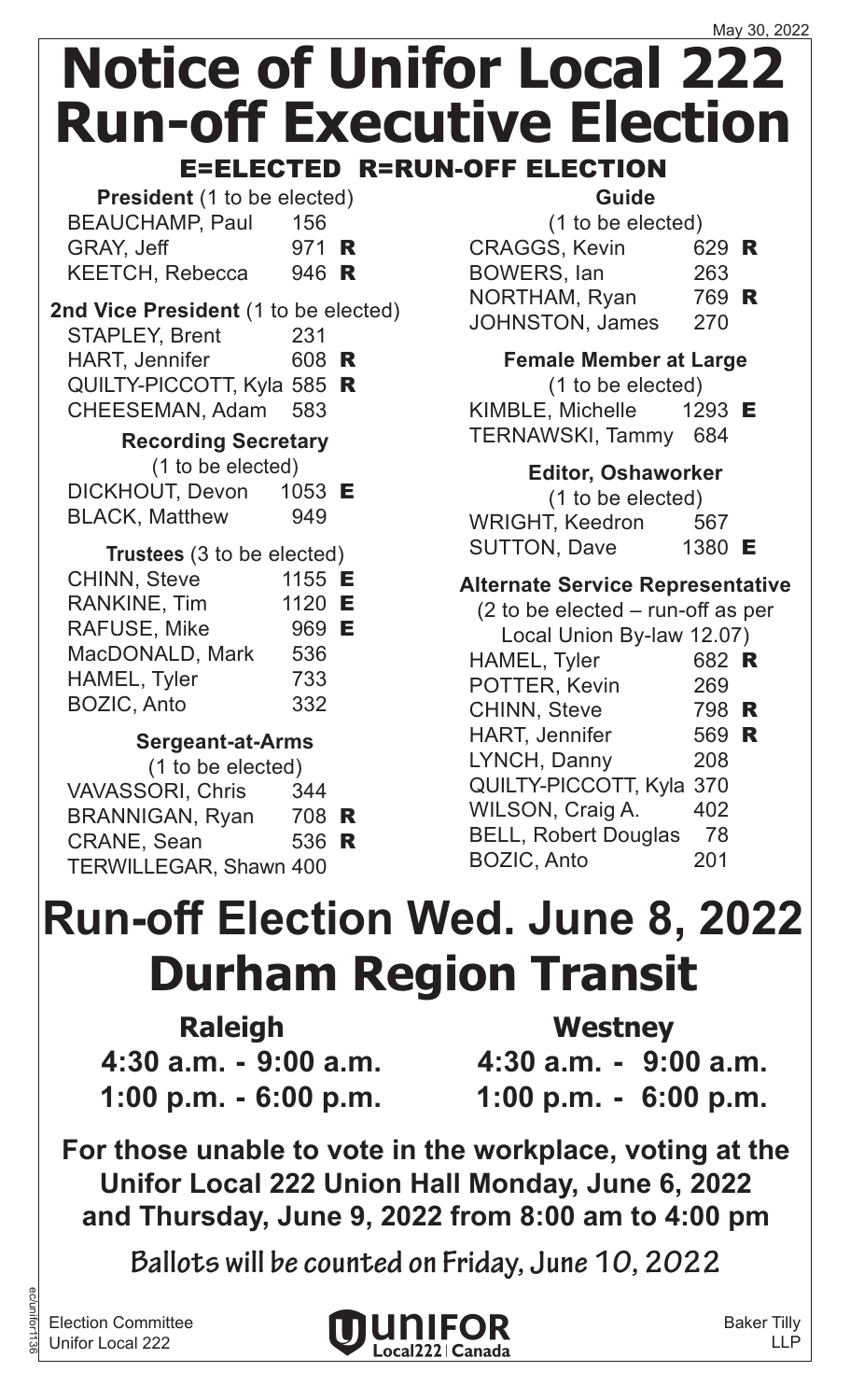May 30, 2022

# Notice of Unifor Local 222 Run-off Executive Election

### E=ELECTED R=RUN-OFF ELECTION

**President** (1 to be elected)

| | | |
|---|---|---|
| BEAUCHAMP, Paul | 156 | |
| GRAY, Jeff | 971 | R |
| KEETCH, Rebecca | 946 | R |

**2nd Vice President** (1 to be elected)

| | | |
|---|---|---|
| STAPLEY, Brent | 231 | |
| HART, Jennifer | 608 | R |
| QUILTY-PICCOTT, Kyla | 585 | R |
| CHEESEMAN, Adam | 583 | |

**Recording Secretary**
(1 to be elected)

| | | |
|---|---|---|
| DICKHOUT, Devon | 1053 | E |
| BLACK, Matthew | 949 | |

**Trustees** (3 to be elected)

| | | |
|---|---|---|
| CHINN, Steve | 1155 | E |
| RANKINE, Tim | 1120 | E |
| RAFUSE, Mike | 969 | E |
| MacDONALD, Mark | 536 | |
| HAMEL, Tyler | 733 | |
| BOZIC, Anto | 332 | |

**Sergeant-at-Arms**
(1 to be elected)

| | | |
|---|---|---|
| VAVASSORI, Chris | 344 | |
| BRANNIGAN, Ryan | 708 | R |
| CRANE, Sean | 536 | R |
| TERWILLEGAR, Shawn | 400 | |

**Guide**
(1 to be elected)

| | | |
|---|---|---|
| CRAGGS, Kevin | 629 | R |
| BOWERS, Ian | 263 | |
| NORTHAM, Ryan | 769 | R |
| JOHNSTON, James | 270 | |

**Female Member at Large**
(1 to be elected)

| | | |
|---|---|---|
| KIMBLE, Michelle | 1293 | E |
| TERNAWSKI, Tammy | 684 | |

**Editor, Oshaworker**
(1 to be elected)

| | | |
|---|---|---|
| WRIGHT, Keedron | 567 | |
| SUTTON, Dave | 1380 | E |

**Alternate Service Representative**
(2 to be elected – run-off as per Local Union By-law 12.07)

| | | |
|---|---|---|
| HAMEL, Tyler | 682 | R |
| POTTER, Kevin | 269 | |
| CHINN, Steve | 798 | R |
| HART, Jennifer | 569 | R |
| LYNCH, Danny | 208 | |
| QUILTY-PICCOTT, Kyla | 370 | |
| WILSON, Craig A. | 402 | |
| BELL, Robert Douglas | 78 | |
| BOZIC, Anto | 201 | |

# Run-off Election Wed. June 8, 2022
# Durham Region Transit

**Raleigh**
**4:30 a.m. - 9:00 a.m.**
**1:00 p.m. - 6:00 p.m.**

**Westney**
**4:30 a.m. - 9:00 a.m.**
**1:00 p.m. - 6:00 p.m.**

**For those unable to vote in the workplace, voting at the Unifor Local 222 Union Hall Monday, June 6, 2022 and Thursday, June 9, 2022 from 8:00 am to 4:00 pm**

**Ballots will be counted on Friday, June 10, 2022**

Election Committee
Unifor Local 222

UNIFOR Local222 | Canada

Baker Tilly LLP

ec/unifor1136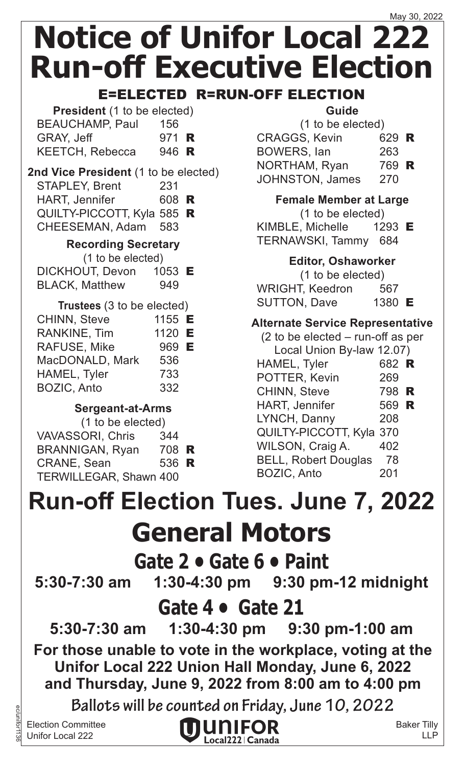May 30, 2022

# Notice of Unifor Local 222 Run-off Executive Election

## E=ELECTED R=RUN-OFF ELECTION

**President** (1 to be elected)

| | | |
|---|---|---|
| BEAUCHAMP, Paul | 156 | |
| GRAY, Jeff | 971 | R |
| KEETCH, Rebecca | 946 | R |

**2nd Vice President** (1 to be elected)

| | | |
|---|---|---|
| STAPLEY, Brent | 231 | |
| HART, Jennifer | 608 | R |
| QUILTY-PICCOTT, Kyla | 585 | R |
| CHEESEMAN, Adam | 583 | |

**Recording Secretary**
(1 to be elected)

| | | |
|---|---|---|
| DICKHOUT, Devon | 1053 | E |
| BLACK, Matthew | 949 | |

**Trustees** (3 to be elected)

| | | |
|---|---|---|
| CHINN, Steve | 1155 | E |
| RANKINE, Tim | 1120 | E |
| RAFUSE, Mike | 969 | E |
| MacDONALD, Mark | 536 | |
| HAMEL, Tyler | 733 | |
| BOZIC, Anto | 332 | |

**Sergeant-at-Arms**
(1 to be elected)

| | | |
|---|---|---|
| VAVASSORI, Chris | 344 | |
| BRANNIGAN, Ryan | 708 | R |
| CRANE, Sean | 536 | R |
| TERWILLEGAR, Shawn | 400 | |

**Guide**
(1 to be elected)

| | | |
|---|---|---|
| CRAGGS, Kevin | 629 | R |
| BOWERS, Ian | 263 | |
| NORTHAM, Ryan | 769 | R |
| JOHNSTON, James | 270 | |

**Female Member at Large**
(1 to be elected)

| | | |
|---|---|---|
| KIMBLE, Michelle | 1293 | E |
| TERNAWSKI, Tammy | 684 | |

**Editor, Oshaworker**
(1 to be elected)

| | | |
|---|---|---|
| WRIGHT, Keedron | 567 | |
| SUTTON, Dave | 1380 | E |

**Alternate Service Representative**
(2 to be elected – run-off as per Local Union By-law 12.07)

| | | |
|---|---|---|
| HAMEL, Tyler | 682 | R |
| POTTER, Kevin | 269 | |
| CHINN, Steve | 798 | R |
| HART, Jennifer | 569 | R |
| LYNCH, Danny | 208 | |
| QUILTY-PICCOTT, Kyla | 370 | |
| WILSON, Craig A. | 402 | |
| BELL, Robert Douglas | 78 | |
| BOZIC, Anto | 201 | |

# Run-off Election Tues. June 7, 2022

# General Motors

## Gate 2 • Gate 6 • Paint

**5:30-7:30 am 1:30-4:30 pm 9:30 pm-12 midnight**

## Gate 4 • Gate 21

**5:30-7:30 am 1:30-4:30 pm 9:30 pm-1:00 am**

**For those unable to vote in the workplace, voting at the Unifor Local 222 Union Hall Monday, June 6, 2022 and Thursday, June 9, 2022 from 8:00 am to 4:00 pm**

**Ballots will be counted on Friday, June 10, 2022**

Election Committee
Unifor Local 222

UNIFOR Local222 | Canada

Baker Tilly LLP

ec/unifor1136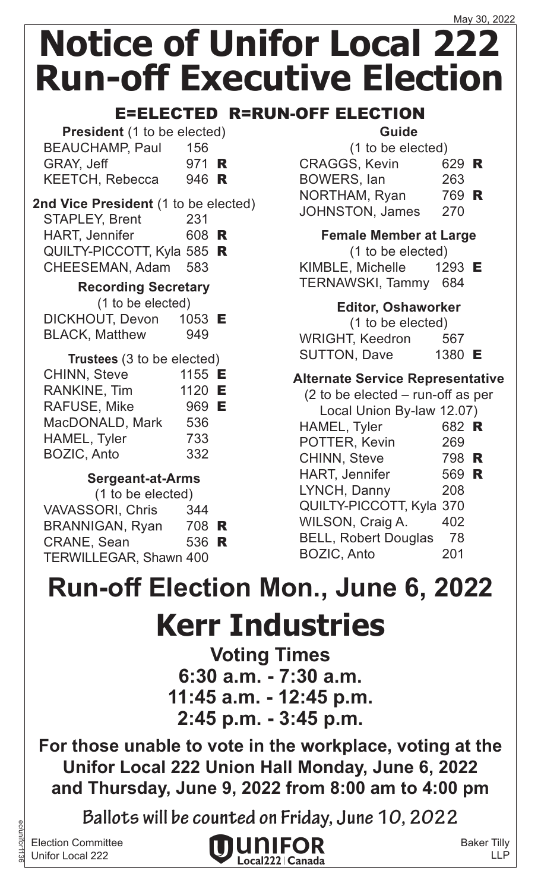May 30, 2022

# Notice of Unifor Local 222 Run-off Executive Election

## E=ELECTED R=RUN-OFF ELECTION

**President** (1 to be elected)

| Candidate | Votes | |
|---|---|---|
| BEAUCHAMP, Paul | 156 | |
| GRAY, Jeff | 971 | **R** |
| KEETCH, Rebecca | 946 | **R** |

**2nd Vice President** (1 to be elected)

| Candidate | Votes | |
|---|---|---|
| STAPLEY, Brent | 231 | |
| HART, Jennifer | 608 | **R** |
| QUILTY-PICCOTT, Kyla | 585 | **R** |
| CHEESEMAN, Adam | 583 | |

**Recording Secretary**
(1 to be elected)

| Candidate | Votes | |
|---|---|---|
| DICKHOUT, Devon | 1053 | **E** |
| BLACK, Matthew | 949 | |

**Trustees** (3 to be elected)

| Candidate | Votes | |
|---|---|---|
| CHINN, Steve | 1155 | **E** |
| RANKINE, Tim | 1120 | **E** |
| RAFUSE, Mike | 969 | **E** |
| MacDONALD, Mark | 536 | |
| HAMEL, Tyler | 733 | |
| BOZIC, Anto | 332 | |

**Sergeant-at-Arms**
(1 to be elected)

| Candidate | Votes | |
|---|---|---|
| VAVASSORI, Chris | 344 | |
| BRANNIGAN, Ryan | 708 | **R** |
| CRANE, Sean | 536 | **R** |
| TERWILLEGAR, Shawn | 400 | |

**Guide**
(1 to be elected)

| Candidate | Votes | |
|---|---|---|
| CRAGGS, Kevin | 629 | **R** |
| BOWERS, Ian | 263 | |
| NORTHAM, Ryan | 769 | **R** |
| JOHNSTON, James | 270 | |

**Female Member at Large**
(1 to be elected)

| Candidate | Votes | |
|---|---|---|
| KIMBLE, Michelle | 1293 | **E** |
| TERNAWSKI, Tammy | 684 | |

**Editor, Oshaworker**
(1 to be elected)

| Candidate | Votes | |
|---|---|---|
| WRIGHT, Keedron | 567 | |
| SUTTON, Dave | 1380 | **E** |

**Alternate Service Representative**
(2 to be elected – run-off as per Local Union By-law 12.07)

| Candidate | Votes | |
|---|---|---|
| HAMEL, Tyler | 682 | **R** |
| POTTER, Kevin | 269 | |
| CHINN, Steve | 798 | **R** |
| HART, Jennifer | 569 | **R** |
| LYNCH, Danny | 208 | |
| QUILTY-PICCOTT, Kyla | 370 | |
| WILSON, Craig A. | 402 | |
| BELL, Robert Douglas | 78 | |
| BOZIC, Anto | 201 | |

# Run-off Election Mon., June 6, 2022

# Kerr Industries

**Voting Times**
**6:30 a.m. - 7:30 a.m.**
**11:45 a.m. - 12:45 p.m.**
**2:45 p.m. - 3:45 p.m.**

**For those unable to vote in the workplace, voting at the Unifor Local 222 Union Hall Monday, June 6, 2022 and Thursday, June 9, 2022 from 8:00 am to 4:00 pm**

**Ballots will be counted on Friday, June 10, 2022**

Election Committee
Unifor Local 222

UNIFOR Local222 | Canada

Baker Tilly LLP

ec/unifor1136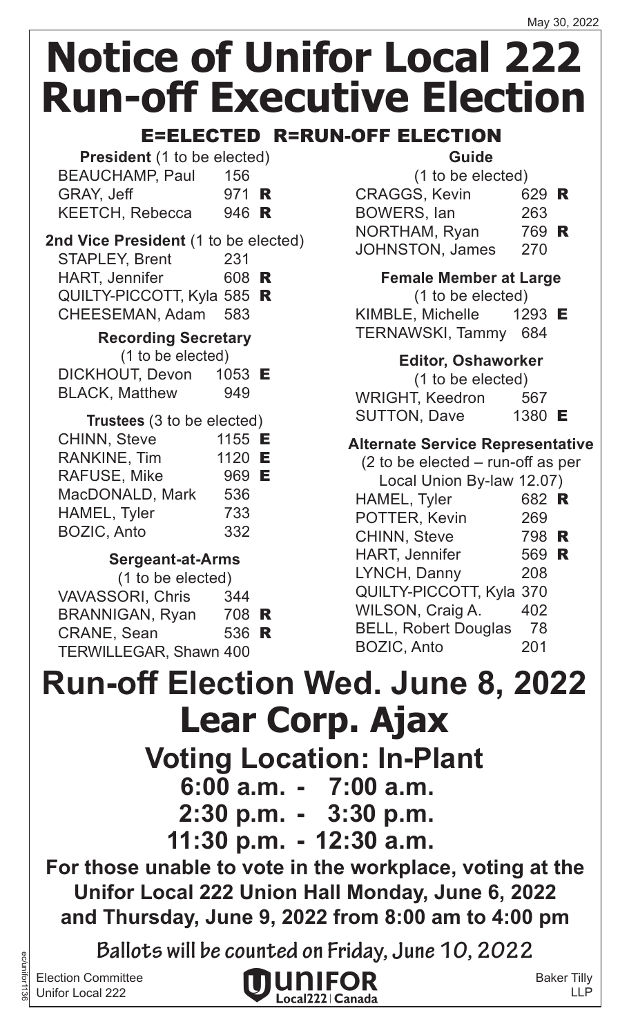May 30, 2022

# Notice of Unifor Local 222 Run-off Executive Election

## E=ELECTED R=RUN-OFF ELECTION

**President** (1 to be elected)

| Candidate | Votes | |
|---|---|---|
| BEAUCHAMP, Paul | 156 | |
| GRAY, Jeff | 971 | R |
| KEETCH, Rebecca | 946 | R |

**2nd Vice President** (1 to be elected)

| Candidate | Votes | |
|---|---|---|
| STAPLEY, Brent | 231 | |
| HART, Jennifer | 608 | R |
| QUILTY-PICCOTT, Kyla | 585 | R |
| CHEESEMAN, Adam | 583 | |

**Recording Secretary**
(1 to be elected)

| Candidate | Votes | |
|---|---|---|
| DICKHOUT, Devon | 1053 | E |
| BLACK, Matthew | 949 | |

**Trustees** (3 to be elected)

| Candidate | Votes | |
|---|---|---|
| CHINN, Steve | 1155 | E |
| RANKINE, Tim | 1120 | E |
| RAFUSE, Mike | 969 | E |
| MacDONALD, Mark | 536 | |
| HAMEL, Tyler | 733 | |
| BOZIC, Anto | 332 | |

**Sergeant-at-Arms**
(1 to be elected)

| Candidate | Votes | |
|---|---|---|
| VAVASSORI, Chris | 344 | |
| BRANNIGAN, Ryan | 708 | R |
| CRANE, Sean | 536 | R |
| TERWILLEGAR, Shawn | 400 | |

**Guide**
(1 to be elected)

| Candidate | Votes | |
|---|---|---|
| CRAGGS, Kevin | 629 | R |
| BOWERS, Ian | 263 | |
| NORTHAM, Ryan | 769 | R |
| JOHNSTON, James | 270 | |

**Female Member at Large**
(1 to be elected)

| Candidate | Votes | |
|---|---|---|
| KIMBLE, Michelle | 1293 | E |
| TERNAWSKI, Tammy | 684 | |

**Editor, Oshaworker**
(1 to be elected)

| Candidate | Votes | |
|---|---|---|
| WRIGHT, Keedron | 567 | |
| SUTTON, Dave | 1380 | E |

**Alternate Service Representative**
(2 to be elected – run-off as per Local Union By-law 12.07)

| Candidate | Votes | |
|---|---|---|
| HAMEL, Tyler | 682 | R |
| POTTER, Kevin | 269 | |
| CHINN, Steve | 798 | R |
| HART, Jennifer | 569 | R |
| LYNCH, Danny | 208 | |
| QUILTY-PICCOTT, Kyla | 370 | |
| WILSON, Craig A. | 402 | |
| BELL, Robert Douglas | 78 | |
| BOZIC, Anto | 201 | |

# Run-off Election Wed. June 8, 2022

# Lear Corp. Ajax

## Voting Location: In-Plant

**6:00 a.m. - 7:00 a.m.**
**2:30 p.m. - 3:30 p.m.**
**11:30 p.m. - 12:30 a.m.**

**For those unable to vote in the workplace, voting at the Unifor Local 222 Union Hall Monday, June 6, 2022 and Thursday, June 9, 2022 from 8:00 am to 4:00 pm**

**Ballots will be counted on Friday, June 10, 2022**

Election Committee
Unifor Local 222

UNIFOR Local222 | Canada

Baker Tilly LLP

ec/unifor1136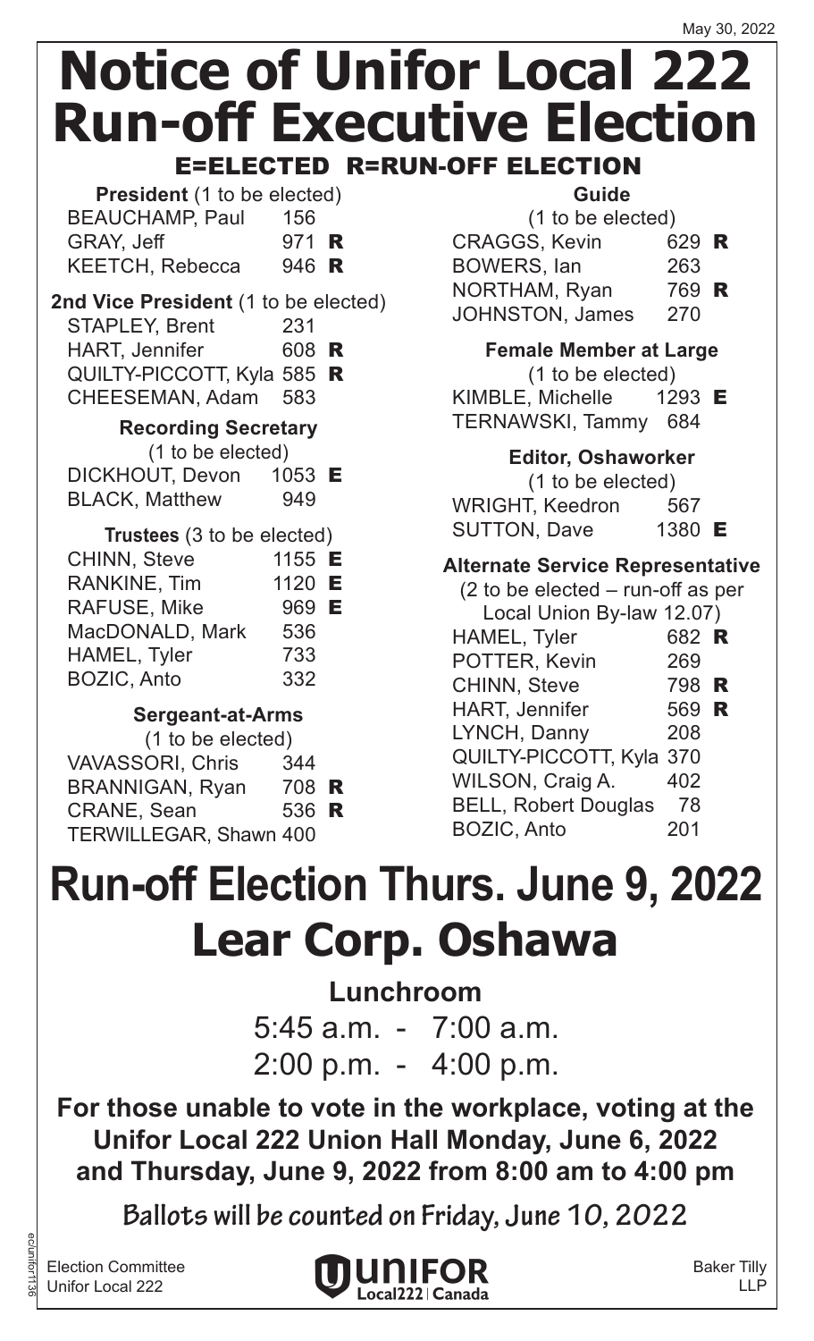May 30, 2022

# Notice of Unifor Local 222 Run-off Executive Election

## E=ELECTED R=RUN-OFF ELECTION

**President** (1 to be elected)

| | | |
|---|---|---|
| BEAUCHAMP, Paul | 156 | |
| GRAY, Jeff | 971 | R |
| KEETCH, Rebecca | 946 | R |

**2nd Vice President** (1 to be elected)

| | | |
|---|---|---|
| STAPLEY, Brent | 231 | |
| HART, Jennifer | 608 | R |
| QUILTY-PICCOTT, Kyla | 585 | R |
| CHEESEMAN, Adam | 583 | |

**Recording Secretary**
(1 to be elected)

| | | |
|---|---|---|
| DICKHOUT, Devon | 1053 | E |
| BLACK, Matthew | 949 | |

**Trustees** (3 to be elected)

| | | |
|---|---|---|
| CHINN, Steve | 1155 | E |
| RANKINE, Tim | 1120 | E |
| RAFUSE, Mike | 969 | E |
| MacDONALD, Mark | 536 | |
| HAMEL, Tyler | 733 | |
| BOZIC, Anto | 332 | |

**Sergeant-at-Arms**
(1 to be elected)

| | | |
|---|---|---|
| VAVASSORI, Chris | 344 | |
| BRANNIGAN, Ryan | 708 | R |
| CRANE, Sean | 536 | R |
| TERWILLEGAR, Shawn | 400 | |

**Guide**
(1 to be elected)

| | | |
|---|---|---|
| CRAGGS, Kevin | 629 | R |
| BOWERS, Ian | 263 | |
| NORTHAM, Ryan | 769 | R |
| JOHNSTON, James | 270 | |

**Female Member at Large**
(1 to be elected)

| | | |
|---|---|---|
| KIMBLE, Michelle | 1293 | E |
| TERNAWSKI, Tammy | 684 | |

**Editor, Oshaworker**
(1 to be elected)

| | | |
|---|---|---|
| WRIGHT, Keedron | 567 | |
| SUTTON, Dave | 1380 | E |

**Alternate Service Representative**
(2 to be elected – run-off as per Local Union By-law 12.07)

| | | |
|---|---|---|
| HAMEL, Tyler | 682 | R |
| POTTER, Kevin | 269 | |
| CHINN, Steve | 798 | R |
| HART, Jennifer | 569 | R |
| LYNCH, Danny | 208 | |
| QUILTY-PICCOTT, Kyla | 370 | |
| WILSON, Craig A. | 402 | |
| BELL, Robert Douglas | 78 | |
| BOZIC, Anto | 201 | |

# Run-off Election Thurs. June 9, 2022

# Lear Corp. Oshawa

## Lunchroom

5:45 a.m. - 7:00 a.m.

2:00 p.m. - 4:00 p.m.

**For those unable to vote in the workplace, voting at the Unifor Local 222 Union Hall Monday, June 6, 2022 and Thursday, June 9, 2022 from 8:00 am to 4:00 pm**

**Ballots will be counted on Friday, June 10, 2022**

Election Committee
Unifor Local 222

UNIFOR Local222 | Canada

Baker Tilly LLP

ec/unifor1136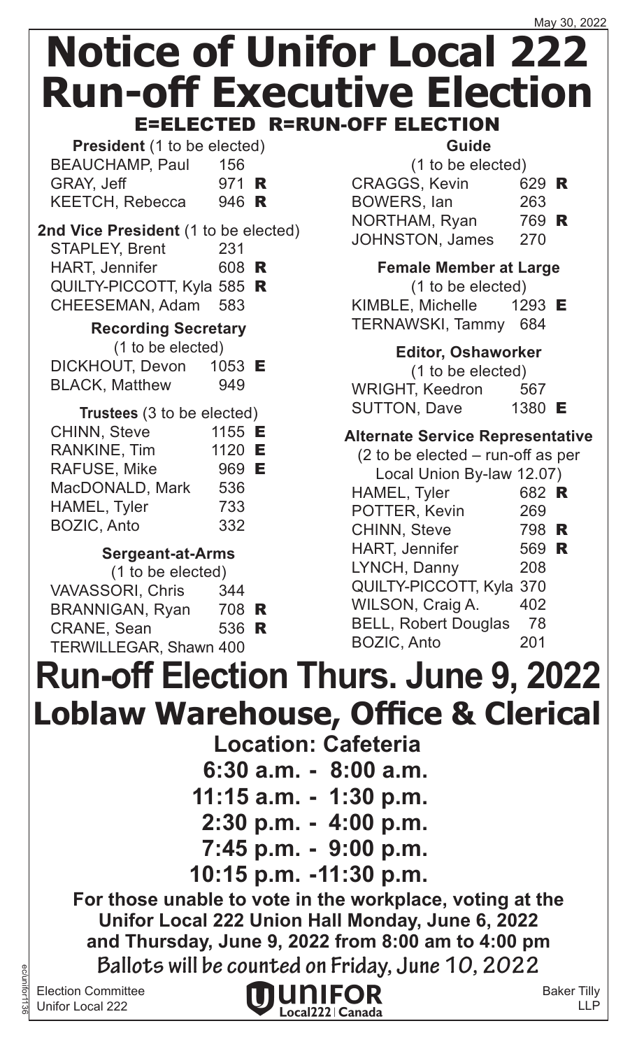May 30, 2022

# Notice of Unifor Local 222 Run-off Executive Election

## E=ELECTED R=RUN-OFF ELECTION

**President** (1 to be elected)

| | | |
|---|---|---|
| BEAUCHAMP, Paul | 156 | |
| GRAY, Jeff | 971 | R |
| KEETCH, Rebecca | 946 | R |

**2nd Vice President** (1 to be elected)

| | | |
|---|---|---|
| STAPLEY, Brent | 231 | |
| HART, Jennifer | 608 | R |
| QUILTY-PICCOTT, Kyla | 585 | R |
| CHEESEMAN, Adam | 583 | |

**Recording Secretary**
(1 to be elected)

| | | |
|---|---|---|
| DICKHOUT, Devon | 1053 | E |
| BLACK, Matthew | 949 | |

**Trustees** (3 to be elected)

| | | |
|---|---|---|
| CHINN, Steve | 1155 | E |
| RANKINE, Tim | 1120 | E |
| RAFUSE, Mike | 969 | E |
| MacDONALD, Mark | 536 | |
| HAMEL, Tyler | 733 | |
| BOZIC, Anto | 332 | |

**Sergeant-at-Arms**
(1 to be elected)

| | | |
|---|---|---|
| VAVASSORI, Chris | 344 | |
| BRANNIGAN, Ryan | 708 | R |
| CRANE, Sean | 536 | R |
| TERWILLEGAR, Shawn | 400 | |

**Guide**
(1 to be elected)

| | | |
|---|---|---|
| CRAGGS, Kevin | 629 | R |
| BOWERS, Ian | 263 | |
| NORTHAM, Ryan | 769 | R |
| JOHNSTON, James | 270 | |

**Female Member at Large**
(1 to be elected)

| | | |
|---|---|---|
| KIMBLE, Michelle | 1293 | E |
| TERNAWSKI, Tammy | 684 | |

**Editor, Oshaworker**
(1 to be elected)

| | | |
|---|---|---|
| WRIGHT, Keedron | 567 | |
| SUTTON, Dave | 1380 | E |

**Alternate Service Representative**
(2 to be elected – run-off as per Local Union By-law 12.07)

| | | |
|---|---|---|
| HAMEL, Tyler | 682 | R |
| POTTER, Kevin | 269 | |
| CHINN, Steve | 798 | R |
| HART, Jennifer | 569 | R |
| LYNCH, Danny | 208 | |
| QUILTY-PICCOTT, Kyla | 370 | |
| WILSON, Craig A. | 402 | |
| BELL, Robert Douglas | 78 | |
| BOZIC, Anto | 201 | |

# Run-off Election Thurs. June 9, 2022

## Loblaw Warehouse, Office & Clerical

**Location: Cafeteria**

**6:30 a.m. - 8:00 a.m.**
**11:15 a.m. - 1:30 p.m.**
**2:30 p.m. - 4:00 p.m.**
**7:45 p.m. - 9:00 p.m.**
**10:15 p.m. -11:30 p.m.**

**For those unable to vote in the workplace, voting at the Unifor Local 222 Union Hall Monday, June 6, 2022 and Thursday, June 9, 2022 from 8:00 am to 4:00 pm**

**Ballots will be counted on Friday, June 10, 2022**

Election Committee
Unifor Local 222

UNIFOR Local222 | Canada

Baker Tilly LLP

ec/unifor1136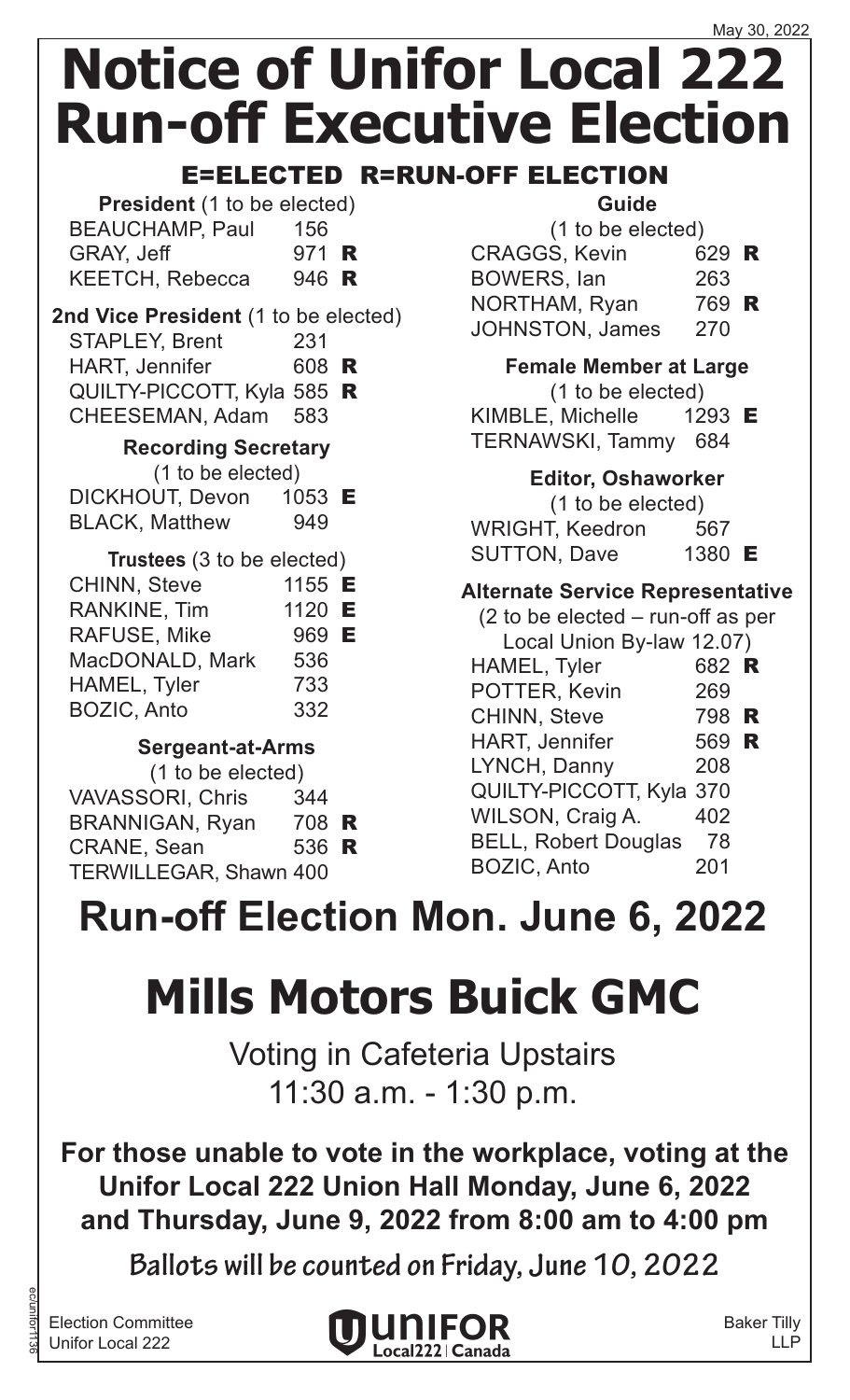May 30, 2022

# Notice of Unifor Local 222 Run-off Executive Election

## E=ELECTED R=RUN-OFF ELECTION

**President** (1 to be elected)

| Candidate | Votes | |
|---|---|---|
| BEAUCHAMP, Paul | 156 | |
| GRAY, Jeff | 971 | R |
| KEETCH, Rebecca | 946 | R |

**2nd Vice President** (1 to be elected)

| Candidate | Votes | |
|---|---|---|
| STAPLEY, Brent | 231 | |
| HART, Jennifer | 608 | R |
| QUILTY-PICCOTT, Kyla | 585 | R |
| CHEESEMAN, Adam | 583 | |

**Recording Secretary**
(1 to be elected)

| Candidate | Votes | |
|---|---|---|
| DICKHOUT, Devon | 1053 | E |
| BLACK, Matthew | 949 | |

**Trustees** (3 to be elected)

| Candidate | Votes | |
|---|---|---|
| CHINN, Steve | 1155 | E |
| RANKINE, Tim | 1120 | E |
| RAFUSE, Mike | 969 | E |
| MacDONALD, Mark | 536 | |
| HAMEL, Tyler | 733 | |
| BOZIC, Anto | 332 | |

**Sergeant-at-Arms**
(1 to be elected)

| Candidate | Votes | |
|---|---|---|
| VAVASSORI, Chris | 344 | |
| BRANNIGAN, Ryan | 708 | R |
| CRANE, Sean | 536 | R |
| TERWILLEGAR, Shawn | 400 | |

**Guide**
(1 to be elected)

| Candidate | Votes | |
|---|---|---|
| CRAGGS, Kevin | 629 | R |
| BOWERS, Ian | 263 | |
| NORTHAM, Ryan | 769 | R |
| JOHNSTON, James | 270 | |

**Female Member at Large**
(1 to be elected)

| Candidate | Votes | |
|---|---|---|
| KIMBLE, Michelle | 1293 | E |
| TERNAWSKI, Tammy | 684 | |

**Editor, Oshaworker**
(1 to be elected)

| Candidate | Votes | |
|---|---|---|
| WRIGHT, Keedron | 567 | |
| SUTTON, Dave | 1380 | E |

**Alternate Service Representative**
(2 to be elected – run-off as per Local Union By-law 12.07)

| Candidate | Votes | |
|---|---|---|
| HAMEL, Tyler | 682 | R |
| POTTER, Kevin | 269 | |
| CHINN, Steve | 798 | R |
| HART, Jennifer | 569 | R |
| LYNCH, Danny | 208 | |
| QUILTY-PICCOTT, Kyla | 370 | |
| WILSON, Craig A. | 402 | |
| BELL, Robert Douglas | 78 | |
| BOZIC, Anto | 201 | |

# Run-off Election Mon. June 6, 2022

# Mills Motors Buick GMC

Voting in Cafeteria Upstairs
11:30 a.m. - 1:30 p.m.

**For those unable to vote in the workplace, voting at the Unifor Local 222 Union Hall Monday, June 6, 2022 and Thursday, June 9, 2022 from 8:00 am to 4:00 pm**

**Ballots will be counted on Friday, June 10, 2022**

Election Committee
Unifor Local 222

UNIFOR Local222 | Canada

Baker Tilly LLP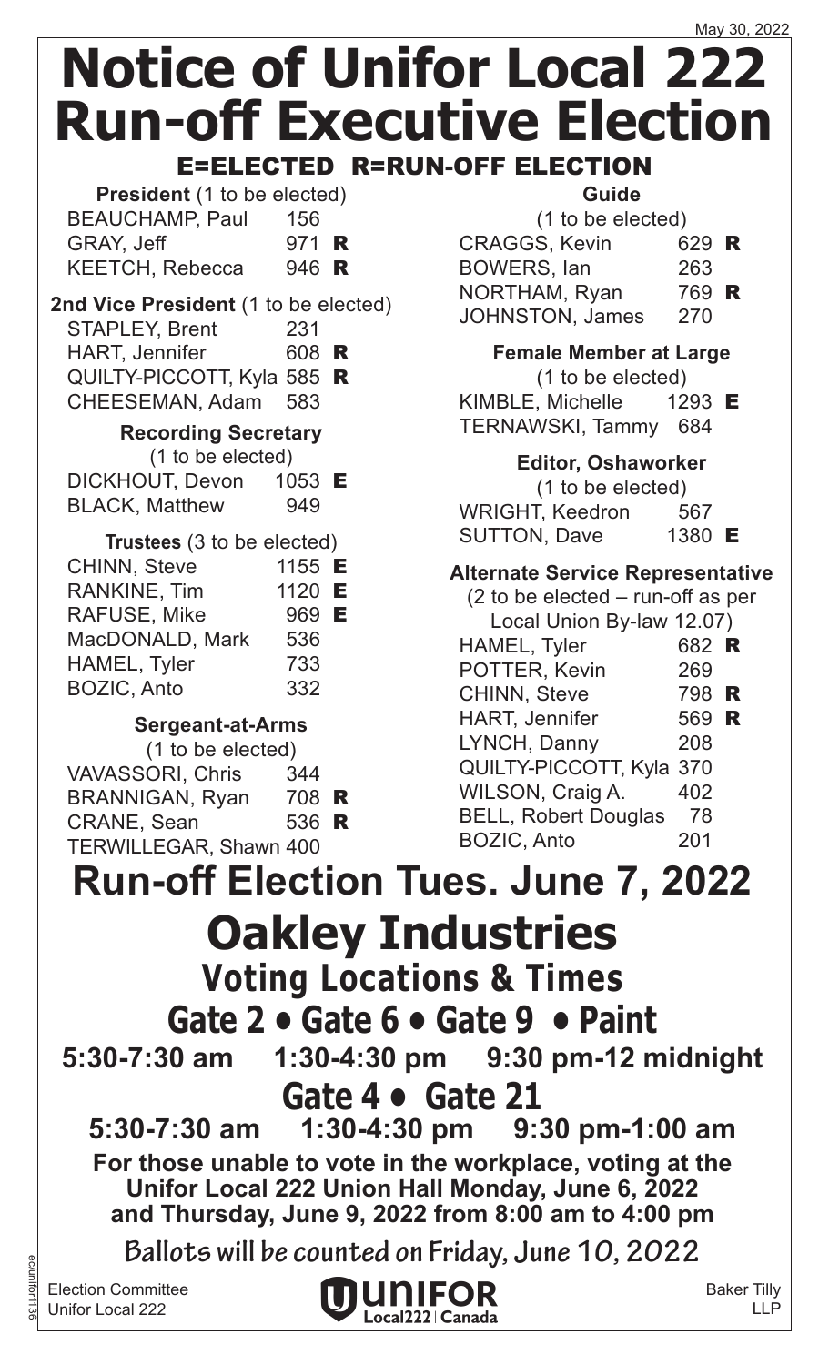May 30, 2022

# Notice of Unifor Local 222 Run-off Executive Election

## E=ELECTED R=RUN-OFF ELECTION

**President** (1 to be elected)

| | | |
|---|---|---|
| BEAUCHAMP, Paul | 156 | |
| GRAY, Jeff | 971 | R |
| KEETCH, Rebecca | 946 | R |

**2nd Vice President** (1 to be elected)

| | | |
|---|---|---|
| STAPLEY, Brent | 231 | |
| HART, Jennifer | 608 | R |
| QUILTY-PICCOTT, Kyla | 585 | R |
| CHEESEMAN, Adam | 583 | |

**Recording Secretary**
(1 to be elected)

| | | |
|---|---|---|
| DICKHOUT, Devon | 1053 | E |
| BLACK, Matthew | 949 | |

**Trustees** (3 to be elected)

| | | |
|---|---|---|
| CHINN, Steve | 1155 | E |
| RANKINE, Tim | 1120 | E |
| RAFUSE, Mike | 969 | E |
| MacDONALD, Mark | 536 | |
| HAMEL, Tyler | 733 | |
| BOZIC, Anto | 332 | |

**Sergeant-at-Arms**
(1 to be elected)

| | | |
|---|---|---|
| VAVASSORI, Chris | 344 | |
| BRANNIGAN, Ryan | 708 | R |
| CRANE, Sean | 536 | R |
| TERWILLEGAR, Shawn | 400 | |

**Guide**
(1 to be elected)

| | | |
|---|---|---|
| CRAGGS, Kevin | 629 | R |
| BOWERS, Ian | 263 | |
| NORTHAM, Ryan | 769 | R |
| JOHNSTON, James | 270 | |

**Female Member at Large**
(1 to be elected)

| | | |
|---|---|---|
| KIMBLE, Michelle | 1293 | E |
| TERNAWSKI, Tammy | 684 | |

**Editor, Oshaworker**
(1 to be elected)

| | | |
|---|---|---|
| WRIGHT, Keedron | 567 | |
| SUTTON, Dave | 1380 | E |

**Alternate Service Representative**
(2 to be elected – run-off as per Local Union By-law 12.07)

| | | |
|---|---|---|
| HAMEL, Tyler | 682 | R |
| POTTER, Kevin | 269 | |
| CHINN, Steve | 798 | R |
| HART, Jennifer | 569 | R |
| LYNCH, Danny | 208 | |
| QUILTY-PICCOTT, Kyla | 370 | |
| WILSON, Craig A. | 402 | |
| BELL, Robert Douglas | 78 | |
| BOZIC, Anto | 201 | |

# Run-off Election Tues. June 7, 2022

# Oakley Industries

## Voting Locations & Times

### Gate 2 • Gate 6 • Gate 9 • Paint

**5:30-7:30 am  1:30-4:30 pm  9:30 pm-12 midnight**

### Gate 4 • Gate 21

**5:30-7:30 am  1:30-4:30 pm  9:30 pm-1:00 am**

**For those unable to vote in the workplace, voting at the Unifor Local 222 Union Hall Monday, June 6, 2022 and Thursday, June 9, 2022 from 8:00 am to 4:00 pm**

**Ballots will be counted on Friday, June 10, 2022**

Election Committee
Unifor Local 222

UNIFOR Local222 | Canada

Baker Tilly LLP

ec/unifor1136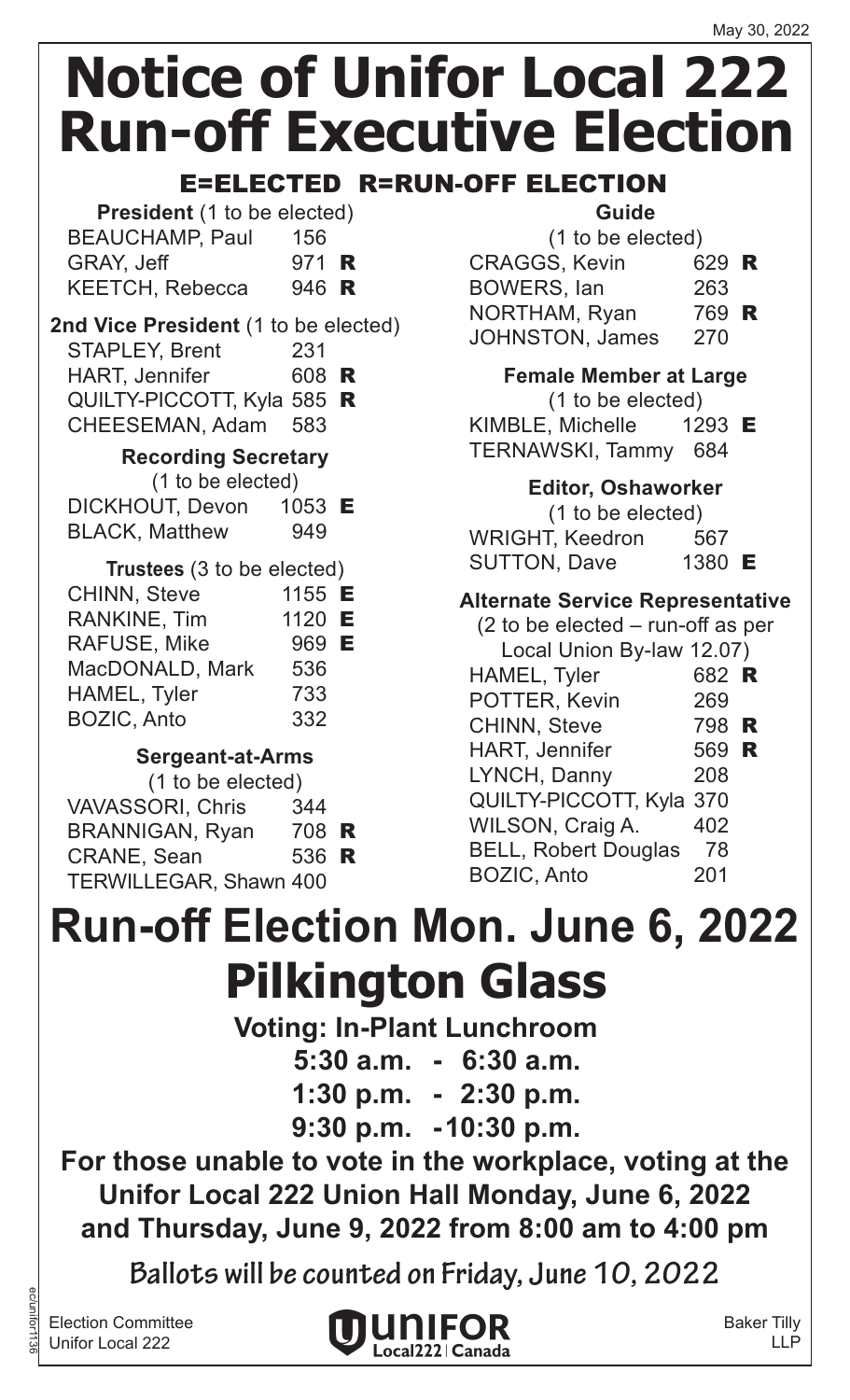May 30, 2022

# Notice of Unifor Local 222 Run-off Executive Election

## E=ELECTED R=RUN-OFF ELECTION

**President** (1 to be elected)

| Candidate | Votes | |
|---|---|---|
| BEAUCHAMP, Paul | 156 | |
| GRAY, Jeff | 971 | R |
| KEETCH, Rebecca | 946 | R |

**2nd Vice President** (1 to be elected)

| Candidate | Votes | |
|---|---|---|
| STAPLEY, Brent | 231 | |
| HART, Jennifer | 608 | R |
| QUILTY-PICCOTT, Kyla | 585 | R |
| CHEESEMAN, Adam | 583 | |

**Recording Secretary** (1 to be elected)

| Candidate | Votes | |
|---|---|---|
| DICKHOUT, Devon | 1053 | E |
| BLACK, Matthew | 949 | |

**Trustees** (3 to be elected)

| Candidate | Votes | |
|---|---|---|
| CHINN, Steve | 1155 | E |
| RANKINE, Tim | 1120 | E |
| RAFUSE, Mike | 969 | E |
| MacDONALD, Mark | 536 | |
| HAMEL, Tyler | 733 | |
| BOZIC, Anto | 332 | |

**Sergeant-at-Arms** (1 to be elected)

| Candidate | Votes | |
|---|---|---|
| VAVASSORI, Chris | 344 | |
| BRANNIGAN, Ryan | 708 | R |
| CRANE, Sean | 536 | R |
| TERWILLEGAR, Shawn | 400 | |

**Guide** (1 to be elected)

| Candidate | Votes | |
|---|---|---|
| CRAGGS, Kevin | 629 | R |
| BOWERS, Ian | 263 | |
| NORTHAM, Ryan | 769 | R |
| JOHNSTON, James | 270 | |

**Female Member at Large** (1 to be elected)

| Candidate | Votes | |
|---|---|---|
| KIMBLE, Michelle | 1293 | E |
| TERNAWSKI, Tammy | 684 | |

**Editor, Oshaworker** (1 to be elected)

| Candidate | Votes | |
|---|---|---|
| WRIGHT, Keedron | 567 | |
| SUTTON, Dave | 1380 | E |

**Alternate Service Representative** (2 to be elected – run-off as per Local Union By-law 12.07)

| Candidate | Votes | |
|---|---|---|
| HAMEL, Tyler | 682 | R |
| POTTER, Kevin | 269 | |
| CHINN, Steve | 798 | R |
| HART, Jennifer | 569 | R |
| LYNCH, Danny | 208 | |
| QUILTY-PICCOTT, Kyla | 370 | |
| WILSON, Craig A. | 402 | |
| BELL, Robert Douglas | 78 | |
| BOZIC, Anto | 201 | |

# Run-off Election Mon. June 6, 2022

# Pilkington Glass

**Voting: In-Plant Lunchroom**

**5:30 a.m. - 6:30 a.m.**

**1:30 p.m. - 2:30 p.m.**

**9:30 p.m. -10:30 p.m.**

**For those unable to vote in the workplace, voting at the Unifor Local 222 Union Hall Monday, June 6, 2022 and Thursday, June 9, 2022 from 8:00 am to 4:00 pm**

**Ballots will be counted on Friday, June 10, 2022**

Election Committee
Unifor Local 222

UNIFOR Local222 | Canada

Baker Tilly LLP

ec/unifor1136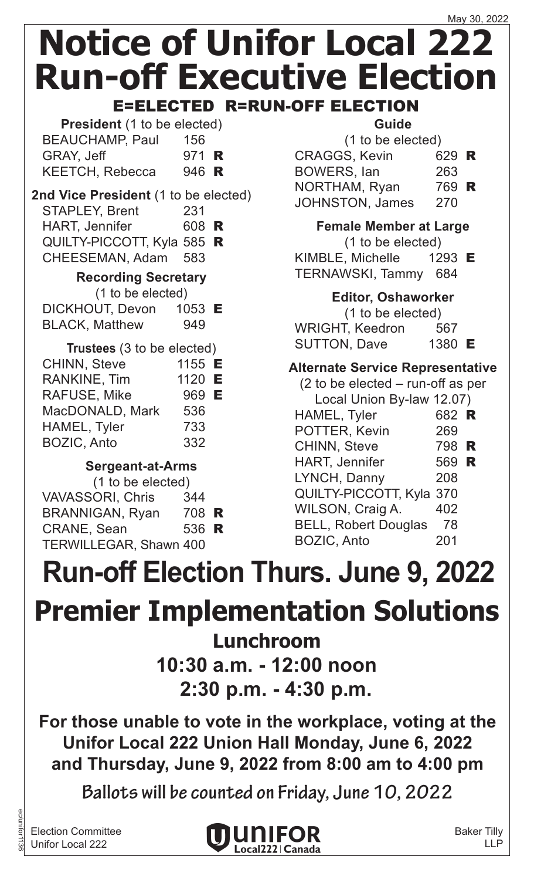May 30, 2022

# Notice of Unifor Local 222 Run-off Executive Election

## E=ELECTED R=RUN-OFF ELECTION

**President** (1 to be elected)

| Candidate | Votes | |
|---|---|---|
| BEAUCHAMP, Paul | 156 | |
| GRAY, Jeff | 971 | R |
| KEETCH, Rebecca | 946 | R |

**2nd Vice President** (1 to be elected)

| Candidate | Votes | |
|---|---|---|
| STAPLEY, Brent | 231 | |
| HART, Jennifer | 608 | R |
| QUILTY-PICCOTT, Kyla | 585 | R |
| CHEESEMAN, Adam | 583 | |

**Recording Secretary**
(1 to be elected)

| Candidate | Votes | |
|---|---|---|
| DICKHOUT, Devon | 1053 | E |
| BLACK, Matthew | 949 | |

**Trustees** (3 to be elected)

| Candidate | Votes | |
|---|---|---|
| CHINN, Steve | 1155 | E |
| RANKINE, Tim | 1120 | E |
| RAFUSE, Mike | 969 | E |
| MacDONALD, Mark | 536 | |
| HAMEL, Tyler | 733 | |
| BOZIC, Anto | 332 | |

**Sergeant-at-Arms**
(1 to be elected)

| Candidate | Votes | |
|---|---|---|
| VAVASSORI, Chris | 344 | |
| BRANNIGAN, Ryan | 708 | R |
| CRANE, Sean | 536 | R |
| TERWILLEGAR, Shawn | 400 | |

**Guide**
(1 to be elected)

| Candidate | Votes | |
|---|---|---|
| CRAGGS, Kevin | 629 | R |
| BOWERS, Ian | 263 | |
| NORTHAM, Ryan | 769 | R |
| JOHNSTON, James | 270 | |

**Female Member at Large**
(1 to be elected)

| Candidate | Votes | |
|---|---|---|
| KIMBLE, Michelle | 1293 | E |
| TERNAWSKI, Tammy | 684 | |

**Editor, Oshaworker**
(1 to be elected)

| Candidate | Votes | |
|---|---|---|
| WRIGHT, Keedron | 567 | |
| SUTTON, Dave | 1380 | E |

**Alternate Service Representative**
(2 to be elected – run-off as per Local Union By-law 12.07)

| Candidate | Votes | |
|---|---|---|
| HAMEL, Tyler | 682 | R |
| POTTER, Kevin | 269 | |
| CHINN, Steve | 798 | R |
| HART, Jennifer | 569 | R |
| LYNCH, Danny | 208 | |
| QUILTY-PICCOTT, Kyla | 370 | |
| WILSON, Craig A. | 402 | |
| BELL, Robert Douglas | 78 | |
| BOZIC, Anto | 201 | |

# Run-off Election Thurs. June 9, 2022

# Premier Implementation Solutions

**Lunchroom**

**10:30 a.m. - 12:00 noon**

**2:30 p.m. - 4:30 p.m.**

**For those unable to vote in the workplace, voting at the Unifor Local 222 Union Hall Monday, June 6, 2022 and Thursday, June 9, 2022 from 8:00 am to 4:00 pm**

**Ballots will be counted on Friday, June 10, 2022**

Election Committee
Unifor Local 222

UNIFOR Local222 | Canada

Baker Tilly LLP

ec/unifor1136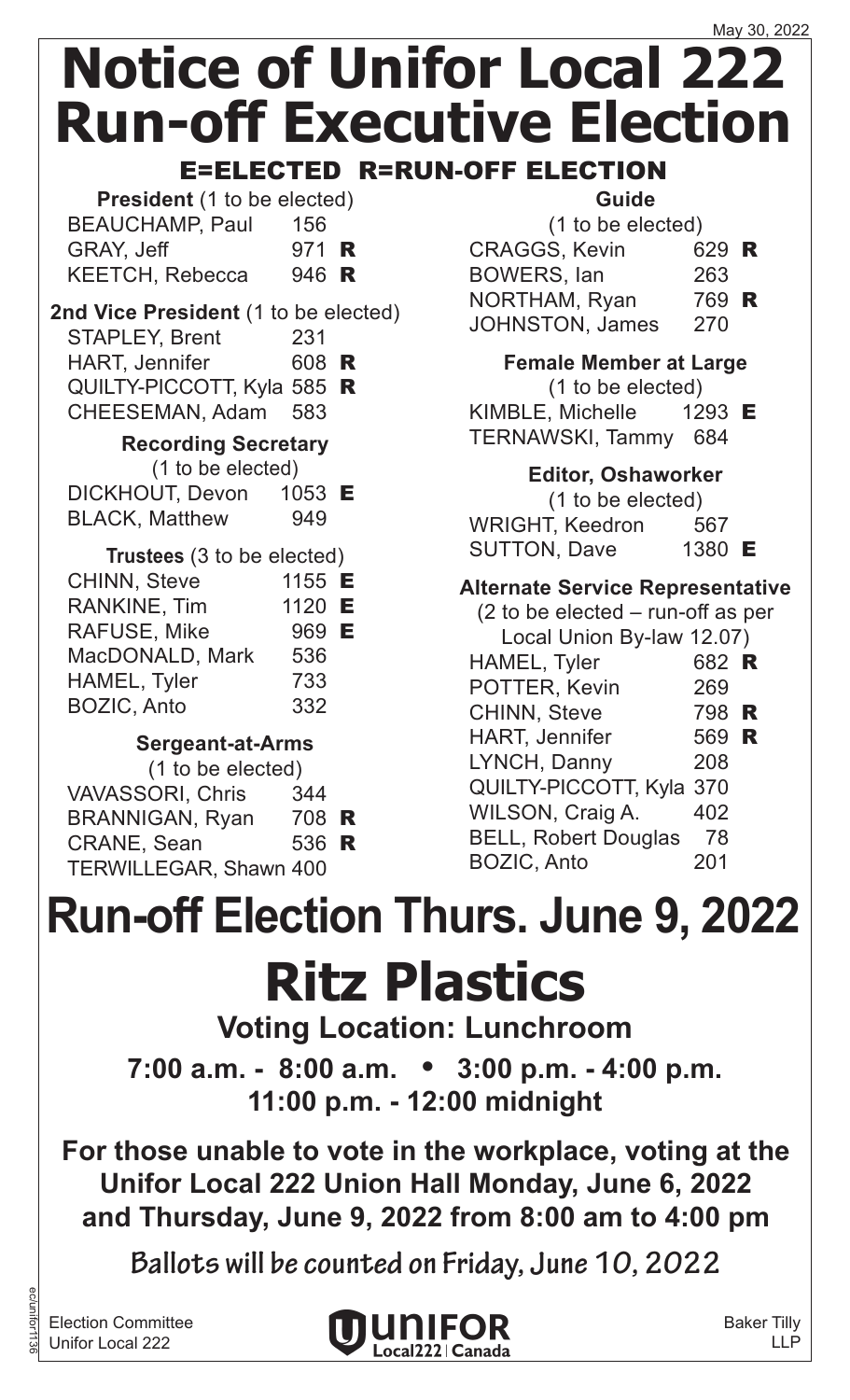May 30, 2022

# Notice of Unifor Local 222 Run-off Executive Election

## E=ELECTED R=RUN-OFF ELECTION

**President** (1 to be elected)

| | | |
|---|---|---|
| BEAUCHAMP, Paul | 156 | |
| GRAY, Jeff | 971 | R |
| KEETCH, Rebecca | 946 | R |

**2nd Vice President** (1 to be elected)

| | | |
|---|---|---|
| STAPLEY, Brent | 231 | |
| HART, Jennifer | 608 | R |
| QUILTY-PICCOTT, Kyla | 585 | R |
| CHEESEMAN, Adam | 583 | |

**Recording Secretary**
(1 to be elected)

| | | |
|---|---|---|
| DICKHOUT, Devon | 1053 | E |
| BLACK, Matthew | 949 | |

**Trustees** (3 to be elected)

| | | |
|---|---|---|
| CHINN, Steve | 1155 | E |
| RANKINE, Tim | 1120 | E |
| RAFUSE, Mike | 969 | E |
| MacDONALD, Mark | 536 | |
| HAMEL, Tyler | 733 | |
| BOZIC, Anto | 332 | |

**Sergeant-at-Arms**
(1 to be elected)

| | | |
|---|---|---|
| VAVASSORI, Chris | 344 | |
| BRANNIGAN, Ryan | 708 | R |
| CRANE, Sean | 536 | R |
| TERWILLEGAR, Shawn | 400 | |

**Guide**
(1 to be elected)

| | | |
|---|---|---|
| CRAGGS, Kevin | 629 | R |
| BOWERS, Ian | 263 | |
| NORTHAM, Ryan | 769 | R |
| JOHNSTON, James | 270 | |

**Female Member at Large**
(1 to be elected)

| | | |
|---|---|---|
| KIMBLE, Michelle | 1293 | E |
| TERNAWSKI, Tammy | 684 | |

**Editor, Oshaworker**
(1 to be elected)

| | | |
|---|---|---|
| WRIGHT, Keedron | 567 | |
| SUTTON, Dave | 1380 | E |

**Alternate Service Representative**
(2 to be elected – run-off as per Local Union By-law 12.07)

| | | |
|---|---|---|
| HAMEL, Tyler | 682 | R |
| POTTER, Kevin | 269 | |
| CHINN, Steve | 798 | R |
| HART, Jennifer | 569 | R |
| LYNCH, Danny | 208 | |
| QUILTY-PICCOTT, Kyla | 370 | |
| WILSON, Craig A. | 402 | |
| BELL, Robert Douglas | 78 | |
| BOZIC, Anto | 201 | |

# Run-off Election Thurs. June 9, 2022

# Ritz Plastics

**Voting Location: Lunchroom**

**7:00 a.m. - 8:00 a.m. • 3:00 p.m. - 4:00 p.m.**
**11:00 p.m. - 12:00 midnight**

**For those unable to vote in the workplace, voting at the Unifor Local 222 Union Hall Monday, June 6, 2022 and Thursday, June 9, 2022 from 8:00 am to 4:00 pm**

**Ballots will be counted on Friday, June 10, 2022**

Election Committee
Unifor Local 222

UNIFOR Local222 | Canada

Baker Tilly LLP

ec/unifor1136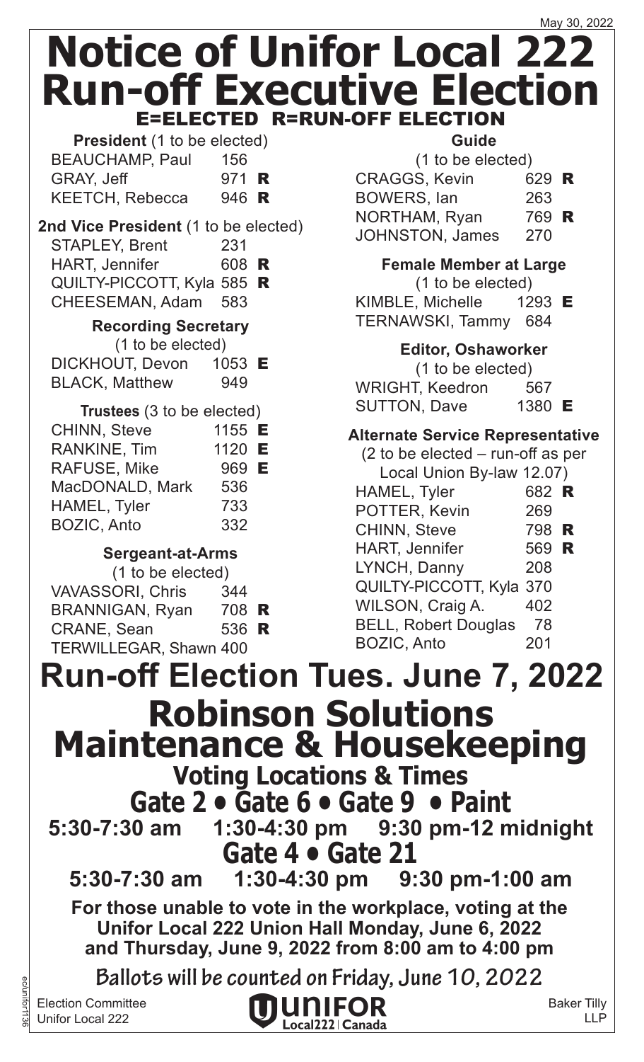May 30, 2022

# Notice of Unifor Local 222 Run-off Executive Election

## E=ELECTED R=RUN-OFF ELECTION

**President** (1 to be elected)

| | | |
|---|---|---|
| BEAUCHAMP, Paul | 156 | |
| GRAY, Jeff | 971 | R |
| KEETCH, Rebecca | 946 | R |

**2nd Vice President** (1 to be elected)

| | | |
|---|---|---|
| STAPLEY, Brent | 231 | |
| HART, Jennifer | 608 | R |
| QUILTY-PICCOTT, Kyla | 585 | R |
| CHEESEMAN, Adam | 583 | |

**Recording Secretary** (1 to be elected)

| | | |
|---|---|---|
| DICKHOUT, Devon | 1053 | E |
| BLACK, Matthew | 949 | |

**Trustees** (3 to be elected)

| | | |
|---|---|---|
| CHINN, Steve | 1155 | E |
| RANKINE, Tim | 1120 | E |
| RAFUSE, Mike | 969 | E |
| MacDONALD, Mark | 536 | |
| HAMEL, Tyler | 733 | |
| BOZIC, Anto | 332 | |

**Sergeant-at-Arms** (1 to be elected)

| | | |
|---|---|---|
| VAVASSORI, Chris | 344 | |
| BRANNIGAN, Ryan | 708 | R |
| CRANE, Sean | 536 | R |
| TERWILLEGAR, Shawn | 400 | |

**Guide** (1 to be elected)

| | | |
|---|---|---|
| CRAGGS, Kevin | 629 | R |
| BOWERS, Ian | 263 | |
| NORTHAM, Ryan | 769 | R |
| JOHNSTON, James | 270 | |

**Female Member at Large** (1 to be elected)

| | | |
|---|---|---|
| KIMBLE, Michelle | 1293 | E |
| TERNAWSKI, Tammy | 684 | |

**Editor, Oshaworker** (1 to be elected)

| | | |
|---|---|---|
| WRIGHT, Keedron | 567 | |
| SUTTON, Dave | 1380 | E |

**Alternate Service Representative** (2 to be elected – run-off as per Local Union By-law 12.07)

| | | |
|---|---|---|
| HAMEL, Tyler | 682 | R |
| POTTER, Kevin | 269 | |
| CHINN, Steve | 798 | R |
| HART, Jennifer | 569 | R |
| LYNCH, Danny | 208 | |
| QUILTY-PICCOTT, Kyla | 370 | |
| WILSON, Craig A. | 402 | |
| BELL, Robert Douglas | 78 | |
| BOZIC, Anto | 201 | |

# Run-off Election Tues. June 7, 2022

# Robinson Solutions Maintenance & Housekeeping

## Voting Locations & Times

## Gate 2 • Gate 6 • Gate 9 • Paint

**5:30-7:30 am 1:30-4:30 pm 9:30 pm-12 midnight**

## Gate 4 • Gate 21

**5:30-7:30 am 1:30-4:30 pm 9:30 pm-1:00 am**

**For those unable to vote in the workplace, voting at the Unifor Local 222 Union Hall Monday, June 6, 2022 and Thursday, June 9, 2022 from 8:00 am to 4:00 pm**

**Ballots will be counted on Friday, June 10, 2022**

Election Committee
Unifor Local 222

UNIFOR Local222 | Canada

Baker Tilly LLP

ec/unifor1136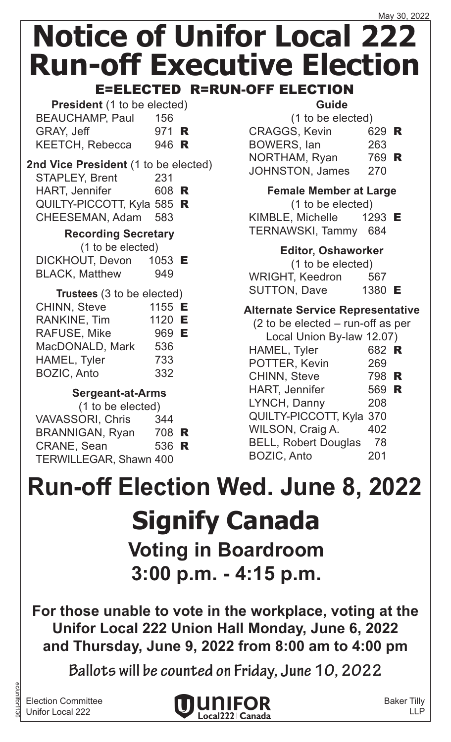May 30, 2022

# Notice of Unifor Local 222 Run-off Executive Election

## E=ELECTED R=RUN-OFF ELECTION

**President** (1 to be elected)

| | | |
|---|---|---|
| BEAUCHAMP, Paul | 156 | |
| GRAY, Jeff | 971 | R |
| KEETCH, Rebecca | 946 | R |

**2nd Vice President** (1 to be elected)

| | | |
|---|---|---|
| STAPLEY, Brent | 231 | |
| HART, Jennifer | 608 | R |
| QUILTY-PICCOTT, Kyla | 585 | R |
| CHEESEMAN, Adam | 583 | |

**Recording Secretary**
(1 to be elected)

| | | |
|---|---|---|
| DICKHOUT, Devon | 1053 | E |
| BLACK, Matthew | 949 | |

**Trustees** (3 to be elected)

| | | |
|---|---|---|
| CHINN, Steve | 1155 | E |
| RANKINE, Tim | 1120 | E |
| RAFUSE, Mike | 969 | E |
| MacDONALD, Mark | 536 | |
| HAMEL, Tyler | 733 | |
| BOZIC, Anto | 332 | |

**Sergeant-at-Arms**
(1 to be elected)

| | | |
|---|---|---|
| VAVASSORI, Chris | 344 | |
| BRANNIGAN, Ryan | 708 | R |
| CRANE, Sean | 536 | R |
| TERWILLEGAR, Shawn | 400 | |

**Guide**
(1 to be elected)

| | | |
|---|---|---|
| CRAGGS, Kevin | 629 | R |
| BOWERS, Ian | 263 | |
| NORTHAM, Ryan | 769 | R |
| JOHNSTON, James | 270 | |

**Female Member at Large**
(1 to be elected)

| | | |
|---|---|---|
| KIMBLE, Michelle | 1293 | E |
| TERNAWSKI, Tammy | 684 | |

**Editor, Oshaworker**
(1 to be elected)

| | | |
|---|---|---|
| WRIGHT, Keedron | 567 | |
| SUTTON, Dave | 1380 | E |

**Alternate Service Representative**
(2 to be elected – run-off as per Local Union By-law 12.07)

| | | |
|---|---|---|
| HAMEL, Tyler | 682 | R |
| POTTER, Kevin | 269 | |
| CHINN, Steve | 798 | R |
| HART, Jennifer | 569 | R |
| LYNCH, Danny | 208 | |
| QUILTY-PICCOTT, Kyla | 370 | |
| WILSON, Craig A. | 402 | |
| BELL, Robert Douglas | 78 | |
| BOZIC, Anto | 201 | |

# Run-off Election Wed. June 8, 2022

# Signify Canada

## Voting in Boardroom
## 3:00 p.m. - 4:15 p.m.

**For those unable to vote in the workplace, voting at the Unifor Local 222 Union Hall Monday, June 6, 2022 and Thursday, June 9, 2022 from 8:00 am to 4:00 pm**

**Ballots will be counted on Friday, June 10, 2022**

Election Committee
Unifor Local 222

UNIFOR Local222 | Canada

Baker Tilly LLP

ec/unifor1136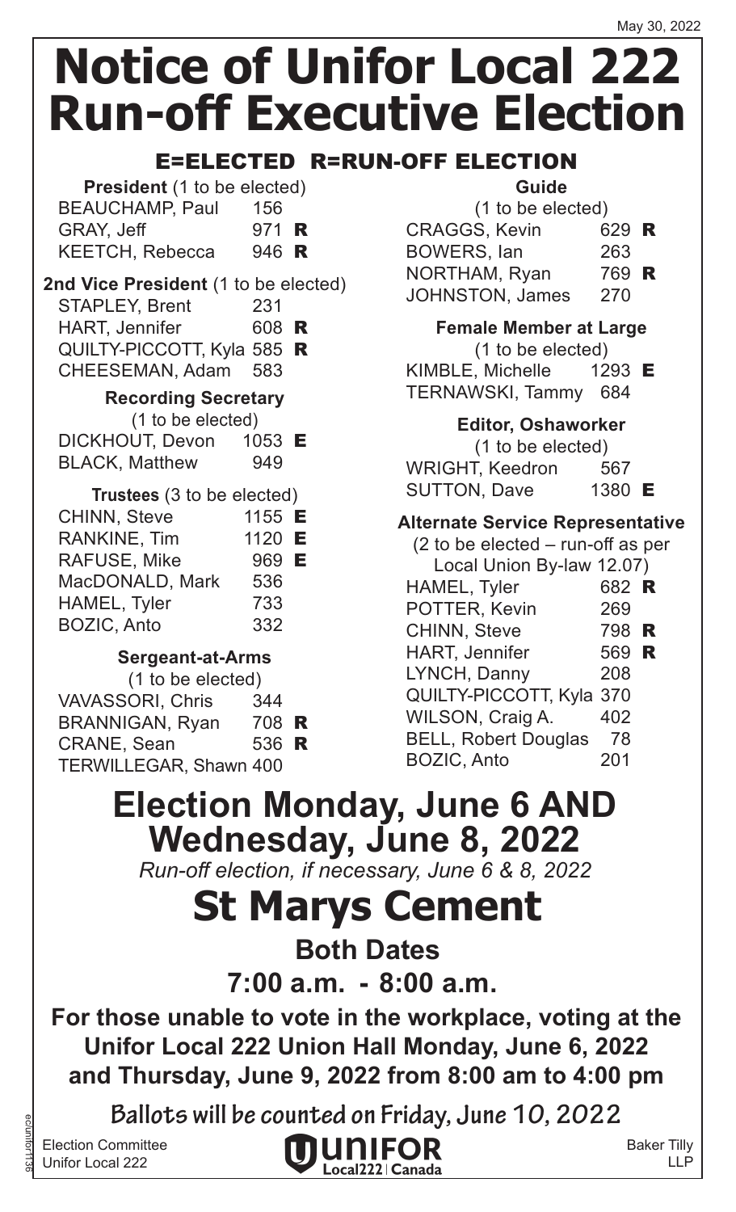May 30, 2022

# Notice of Unifor Local 222 Run-off Executive Election

## E=ELECTED R=RUN-OFF ELECTION

**President** (1 to be elected)

| Candidate | Votes | |
|---|---|---|
| BEAUCHAMP, Paul | 156 | |
| GRAY, Jeff | 971 | R |
| KEETCH, Rebecca | 946 | R |

**2nd Vice President** (1 to be elected)

| Candidate | Votes | |
|---|---|---|
| STAPLEY, Brent | 231 | |
| HART, Jennifer | 608 | R |
| QUILTY-PICCOTT, Kyla | 585 | R |
| CHEESEMAN, Adam | 583 | |

**Recording Secretary**
(1 to be elected)

| Candidate | Votes | |
|---|---|---|
| DICKHOUT, Devon | 1053 | E |
| BLACK, Matthew | 949 | |

**Trustees** (3 to be elected)

| Candidate | Votes | |
|---|---|---|
| CHINN, Steve | 1155 | E |
| RANKINE, Tim | 1120 | E |
| RAFUSE, Mike | 969 | E |
| MacDONALD, Mark | 536 | |
| HAMEL, Tyler | 733 | |
| BOZIC, Anto | 332 | |

**Sergeant-at-Arms**
(1 to be elected)

| Candidate | Votes | |
|---|---|---|
| VAVASSORI, Chris | 344 | |
| BRANNIGAN, Ryan | 708 | R |
| CRANE, Sean | 536 | R |
| TERWILLEGAR, Shawn | 400 | |

**Guide**
(1 to be elected)

| Candidate | Votes | |
|---|---|---|
| CRAGGS, Kevin | 629 | R |
| BOWERS, Ian | 263 | |
| NORTHAM, Ryan | 769 | R |
| JOHNSTON, James | 270 | |

**Female Member at Large**
(1 to be elected)

| Candidate | Votes | |
|---|---|---|
| KIMBLE, Michelle | 1293 | E |
| TERNAWSKI, Tammy | 684 | |

**Editor, Oshaworker**
(1 to be elected)

| Candidate | Votes | |
|---|---|---|
| WRIGHT, Keedron | 567 | |
| SUTTON, Dave | 1380 | E |

**Alternate Service Representative**
(2 to be elected – run-off as per Local Union By-law 12.07)

| Candidate | Votes | |
|---|---|---|
| HAMEL, Tyler | 682 | R |
| POTTER, Kevin | 269 | |
| CHINN, Steve | 798 | R |
| HART, Jennifer | 569 | R |
| LYNCH, Danny | 208 | |
| QUILTY-PICCOTT, Kyla | 370 | |
| WILSON, Craig A. | 402 | |
| BELL, Robert Douglas | 78 | |
| BOZIC, Anto | 201 | |

## Election Monday, June 6 AND Wednesday, June 8, 2022

*Run-off election, if necessary, June 6 & 8, 2022*

# St Marys Cement

**Both Dates**

**7:00 a.m. - 8:00 a.m.**

**For those unable to vote in the workplace, voting at the Unifor Local 222 Union Hall Monday, June 6, 2022 and Thursday, June 9, 2022 from 8:00 am to 4:00 pm**

**Ballots will be counted on Friday, June 10, 2022**

Election Committee
Unifor Local 222

UNIFOR Local222 | Canada

Baker Tilly LLP

ec/unifor1136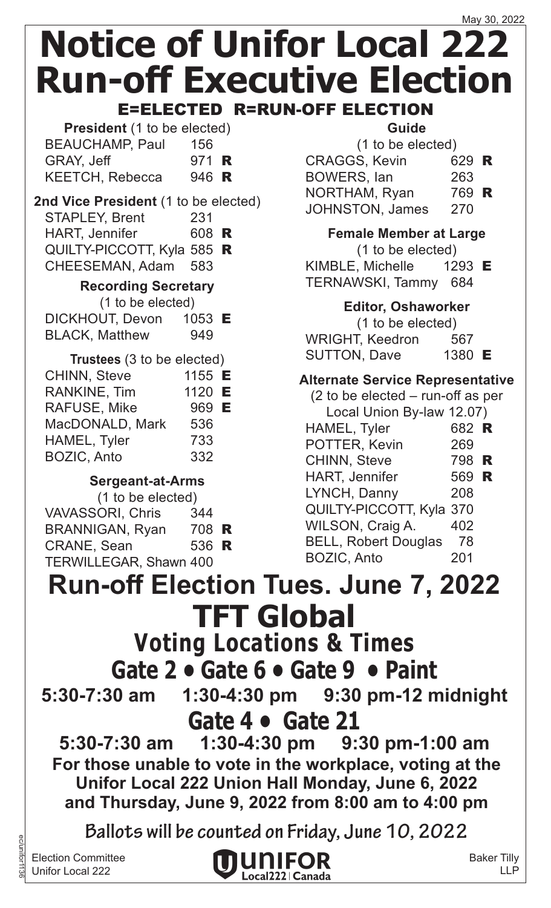May 30, 2022

# Notice of Unifor Local 222 Run-off Executive Election

**E=ELECTED R=RUN-OFF ELECTION**

**President** (1 to be elected)

| | | |
|---|---|---|
| BEAUCHAMP, Paul | 156 | |
| GRAY, Jeff | 971 | R |
| KEETCH, Rebecca | 946 | R |

**2nd Vice President** (1 to be elected)

| | | |
|---|---|---|
| STAPLEY, Brent | 231 | |
| HART, Jennifer | 608 | R |
| QUILTY-PICCOTT, Kyla | 585 | R |
| CHEESEMAN, Adam | 583 | |

**Recording Secretary**
(1 to be elected)

| | | |
|---|---|---|
| DICKHOUT, Devon | 1053 | E |
| BLACK, Matthew | 949 | |

**Trustees** (3 to be elected)

| | | |
|---|---|---|
| CHINN, Steve | 1155 | E |
| RANKINE, Tim | 1120 | E |
| RAFUSE, Mike | 969 | E |
| MacDONALD, Mark | 536 | |
| HAMEL, Tyler | 733 | |
| BOZIC, Anto | 332 | |

**Sergeant-at-Arms**
(1 to be elected)

| | | |
|---|---|---|
| VAVASSORI, Chris | 344 | |
| BRANNIGAN, Ryan | 708 | R |
| CRANE, Sean | 536 | R |
| TERWILLEGAR, Shawn | 400 | |

**Guide**
(1 to be elected)

| | | |
|---|---|---|
| CRAGGS, Kevin | 629 | R |
| BOWERS, Ian | 263 | |
| NORTHAM, Ryan | 769 | R |
| JOHNSTON, James | 270 | |

**Female Member at Large**
(1 to be elected)

| | | |
|---|---|---|
| KIMBLE, Michelle | 1293 | E |
| TERNAWSKI, Tammy | 684 | |

**Editor, Oshaworker**
(1 to be elected)

| | | |
|---|---|---|
| WRIGHT, Keedron | 567 | |
| SUTTON, Dave | 1380 | E |

**Alternate Service Representative**
(2 to be elected – run-off as per Local Union By-law 12.07)

| | | |
|---|---|---|
| HAMEL, Tyler | 682 | R |
| POTTER, Kevin | 269 | |
| CHINN, Steve | 798 | R |
| HART, Jennifer | 569 | R |
| LYNCH, Danny | 208 | |
| QUILTY-PICCOTT, Kyla | 370 | |
| WILSON, Craig A. | 402 | |
| BELL, Robert Douglas | 78 | |
| BOZIC, Anto | 201 | |

## Run-off Election Tues. June 7, 2022

## TFT Global

### Voting Locations & Times

### Gate 2 • Gate 6 • Gate 9 • Paint

**5:30-7:30 am 1:30-4:30 pm 9:30 pm-12 midnight**

### Gate 4 • Gate 21

**5:30-7:30 am 1:30-4:30 pm 9:30 pm-1:00 am**

**For those unable to vote in the workplace, voting at the Unifor Local 222 Union Hall Monday, June 6, 2022 and Thursday, June 9, 2022 from 8:00 am to 4:00 pm**

**Ballots will be counted on Friday, June 10, 2022**

Election Committee
Unifor Local 222

UNIFOR Local222 | Canada

Baker Tilly LLP

ec/unifor1136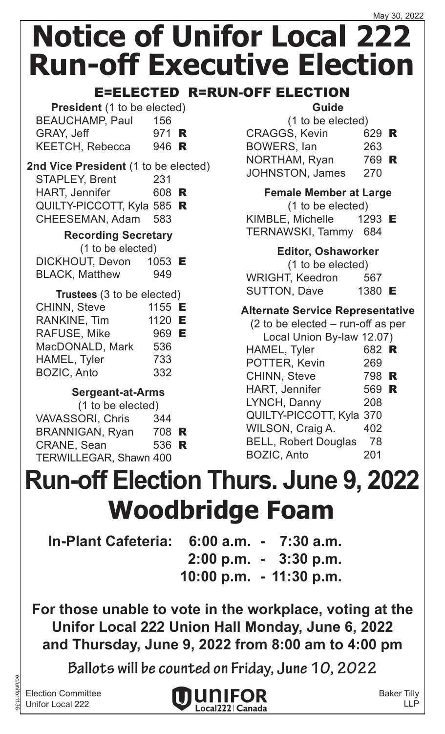May 30, 2022

# Notice of Unifor Local 222 Run-off Executive Election

## E=ELECTED R=RUN-OFF ELECTION

**President** (1 to be elected)

| | | |
|---|---|---|
| BEAUCHAMP, Paul | 156 | |
| GRAY, Jeff | 971 | R |
| KEETCH, Rebecca | 946 | R |

**2nd Vice President** (1 to be elected)

| | | |
|---|---|---|
| STAPLEY, Brent | 231 | |
| HART, Jennifer | 608 | R |
| QUILTY-PICCOTT, Kyla | 585 | R |
| CHEESEMAN, Adam | 583 | |

**Recording Secretary**
(1 to be elected)

| | | |
|---|---|---|
| DICKHOUT, Devon | 1053 | E |
| BLACK, Matthew | 949 | |

**Trustees** (3 to be elected)

| | | |
|---|---|---|
| CHINN, Steve | 1155 | E |
| RANKINE, Tim | 1120 | E |
| RAFUSE, Mike | 969 | E |
| MacDONALD, Mark | 536 | |
| HAMEL, Tyler | 733 | |
| BOZIC, Anto | 332 | |

**Sergeant-at-Arms**
(1 to be elected)

| | | |
|---|---|---|
| VAVASSORI, Chris | 344 | |
| BRANNIGAN, Ryan | 708 | R |
| CRANE, Sean | 536 | R |
| TERWILLEGAR, Shawn | 400 | |

**Guide**
(1 to be elected)

| | | |
|---|---|---|
| CRAGGS, Kevin | 629 | R |
| BOWERS, Ian | 263 | |
| NORTHAM, Ryan | 769 | R |
| JOHNSTON, James | 270 | |

**Female Member at Large**
(1 to be elected)

| | | |
|---|---|---|
| KIMBLE, Michelle | 1293 | E |
| TERNAWSKI, Tammy | 684 | |

**Editor, Oshaworker**
(1 to be elected)

| | | |
|---|---|---|
| WRIGHT, Keedron | 567 | |
| SUTTON, Dave | 1380 | E |

**Alternate Service Representative**
(2 to be elected – run-off as per Local Union By-law 12.07)

| | | |
|---|---|---|
| HAMEL, Tyler | 682 | R |
| POTTER, Kevin | 269 | |
| CHINN, Steve | 798 | R |
| HART, Jennifer | 569 | R |
| LYNCH, Danny | 208 | |
| QUILTY-PICCOTT, Kyla | 370 | |
| WILSON, Craig A. | 402 | |
| BELL, Robert Douglas | 78 | |
| BOZIC, Anto | 201 | |

# Run-off Election Thurs. June 9, 2022

# Woodbridge Foam

**In-Plant Cafeteria:**
**6:00 a.m. - 7:30 a.m.**
**2:00 p.m. - 3:30 p.m.**
**10:00 p.m. - 11:30 p.m.**

**For those unable to vote in the workplace, voting at the Unifor Local 222 Union Hall Monday, June 6, 2022 and Thursday, June 9, 2022 from 8:00 am to 4:00 pm**

**Ballots will be counted on Friday, June 10, 2022**

Election Committee
Unifor Local 222

UNIFOR Local222 | Canada

Baker Tilly LLP

ec/unifor1136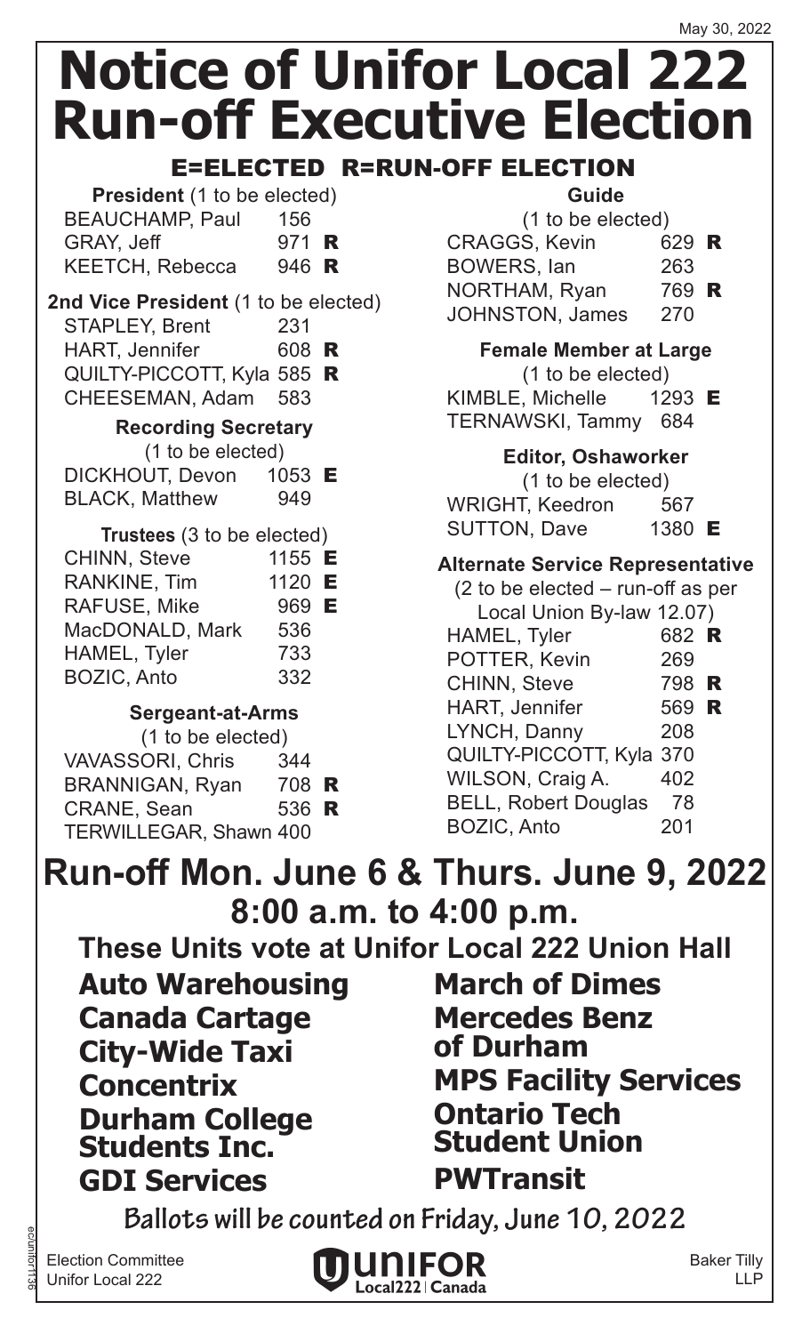May 30, 2022

# Notice of Unifor Local 222 Run-off Executive Election

## E=ELECTED R=RUN-OFF ELECTION

**President** (1 to be elected)

| | | |
|---|---|---|
| BEAUCHAMP, Paul | 156 | |
| GRAY, Jeff | 971 | R |
| KEETCH, Rebecca | 946 | R |

**2nd Vice President** (1 to be elected)

| | | |
|---|---|---|
| STAPLEY, Brent | 231 | |
| HART, Jennifer | 608 | R |
| QUILTY-PICCOTT, Kyla | 585 | R |
| CHEESEMAN, Adam | 583 | |

**Recording Secretary** (1 to be elected)

| | | |
|---|---|---|
| DICKHOUT, Devon | 1053 | E |
| BLACK, Matthew | 949 | |

**Trustees** (3 to be elected)

| | | |
|---|---|---|
| CHINN, Steve | 1155 | E |
| RANKINE, Tim | 1120 | E |
| RAFUSE, Mike | 969 | E |
| MacDONALD, Mark | 536 | |
| HAMEL, Tyler | 733 | |
| BOZIC, Anto | 332 | |

**Sergeant-at-Arms** (1 to be elected)

| | | |
|---|---|---|
| VAVASSORI, Chris | 344 | |
| BRANNIGAN, Ryan | 708 | R |
| CRANE, Sean | 536 | R |
| TERWILLEGAR, Shawn | 400 | |

**Guide** (1 to be elected)

| | | |
|---|---|---|
| CRAGGS, Kevin | 629 | R |
| BOWERS, Ian | 263 | |
| NORTHAM, Ryan | 769 | R |
| JOHNSTON, James | 270 | |

**Female Member at Large** (1 to be elected)

| | | |
|---|---|---|
| KIMBLE, Michelle | 1293 | E |
| TERNAWSKI, Tammy | 684 | |

**Editor, Oshaworker** (1 to be elected)

| | | |
|---|---|---|
| WRIGHT, Keedron | 567 | |
| SUTTON, Dave | 1380 | E |

**Alternate Service Representative** (2 to be elected – run-off as per Local Union By-law 12.07)

| | | |
|---|---|---|
| HAMEL, Tyler | 682 | R |
| POTTER, Kevin | 269 | |
| CHINN, Steve | 798 | R |
| HART, Jennifer | 569 | R |
| LYNCH, Danny | 208 | |
| QUILTY-PICCOTT, Kyla | 370 | |
| WILSON, Craig A. | 402 | |
| BELL, Robert Douglas | 78 | |
| BOZIC, Anto | 201 | |

## Run-off Mon. June 6 & Thurs. June 9, 2022
## 8:00 a.m. to 4:00 p.m.

### These Units vote at Unifor Local 222 Union Hall

**Auto Warehousing**
**Canada Cartage**
**City-Wide Taxi**
**Concentrix**
**Durham College Students Inc.**
**GDI Services**
**March of Dimes**
**Mercedes Benz of Durham**
**MPS Facility Services**
**Ontario Tech Student Union**
**PWTransit**

**Ballots will be counted on Friday, June 10, 2022**

Election Committee
Unifor Local 222

UNIFOR Local222 | Canada

Baker Tilly LLP

ec/unifor1136